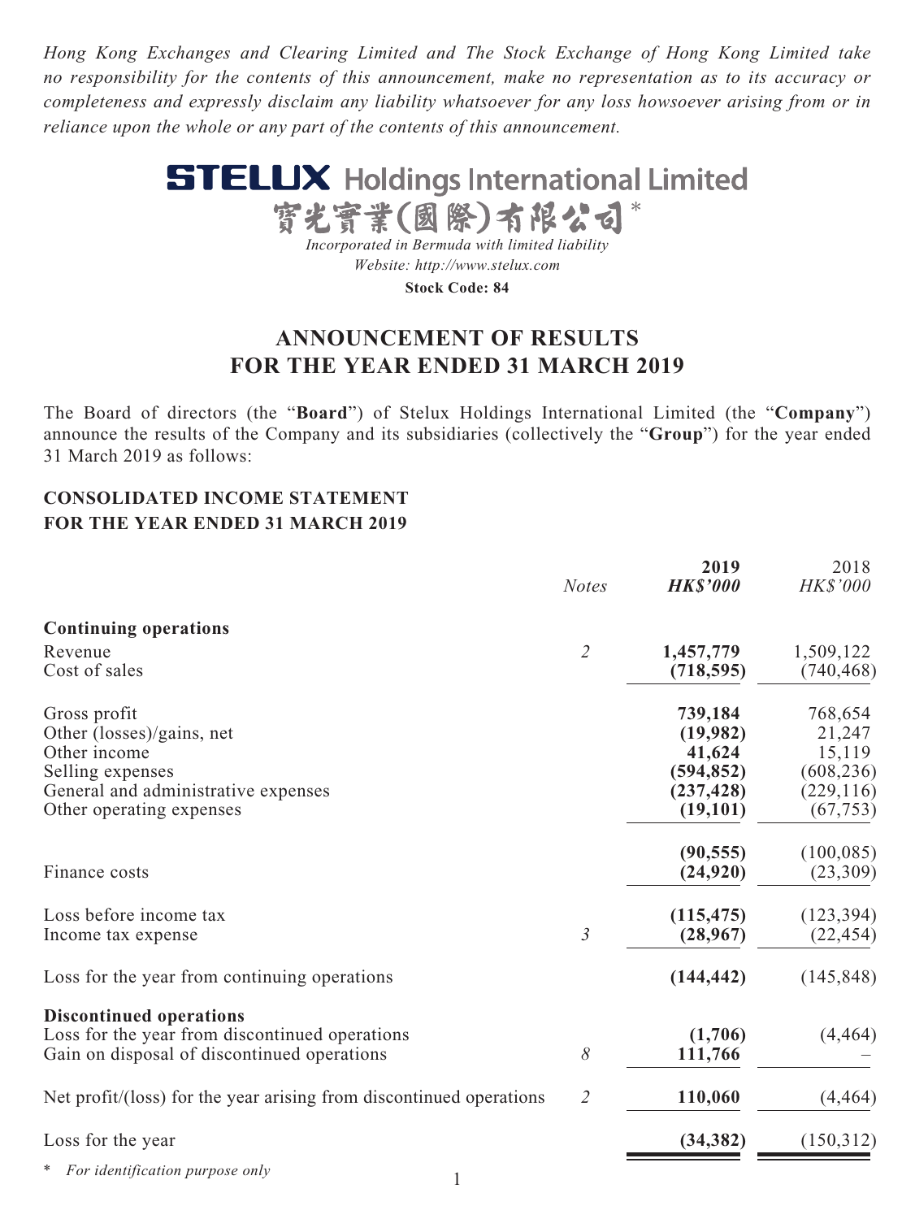*Hong Kong Exchanges and Clearing Limited and The Stock Exchange of Hong Kong Limited take no responsibility for the contents of this announcement, make no representation as to its accuracy or completeness and expressly disclaim any liability whatsoever for any loss howsoever arising from or in reliance upon the whole or any part of the contents of this announcement.*

# STELUX Holdings International Limited

# 寶光實業(國際)有限公司*

*Incorporated in Bermuda with limited liability*

*Website: http://www.stelux.com*

**Stock Code: 84**

## ANNOUNCEMENT OF RESULTS FOR THE YEAR ENDED 31 MARCH 2019

The Board of directors (the "**Board**") of Stelux Holdings International Limited (the "**Company**") announce the results of the Company and its subsidiaries (collectively the "**Group**") for the year ended 31 March 2019 as follows:

### CONSOLIDATED INCOME STATEMENT FOR THE YEAR ENDED 31 MARCH 2019

| | *Notes* | **2019** *HK$'000* | 2018 *HK$'000* |
|---|---|---|---|
| **Continuing operations** | | | |
| Revenue | *2* | **1,457,779** | 1,509,122 |
| Cost of sales | | **(718,595)** | (740,468) |
| Gross profit | | **739,184** | 768,654 |
| Other (losses)/gains, net | | **(19,982)** | 21,247 |
| Other income | | **41,624** | 15,119 |
| Selling expenses | | **(594,852)** | (608,236) |
| General and administrative expenses | | **(237,428)** | (229,116) |
| Other operating expenses | | **(19,101)** | (67,753) |
| | | **(90,555)** | (100,085) |
| Finance costs | | **(24,920)** | (23,309) |
| Loss before income tax | | **(115,475)** | (123,394) |
| Income tax expense | *3* | **(28,967)** | (22,454) |
| Loss for the year from continuing operations | | **(144,442)** | (145,848) |
| **Discontinued operations** | | | |
| Loss for the year from discontinued operations | | **(1,706)** | (4,464) |
| Gain on disposal of discontinued operations | *8* | **111,766** | – |
| Net profit/(loss) for the year arising from discontinued operations | *2* | **110,060** | (4,464) |
| Loss for the year | | **(34,382)** | (150,312) |

\* *For identification purpose only*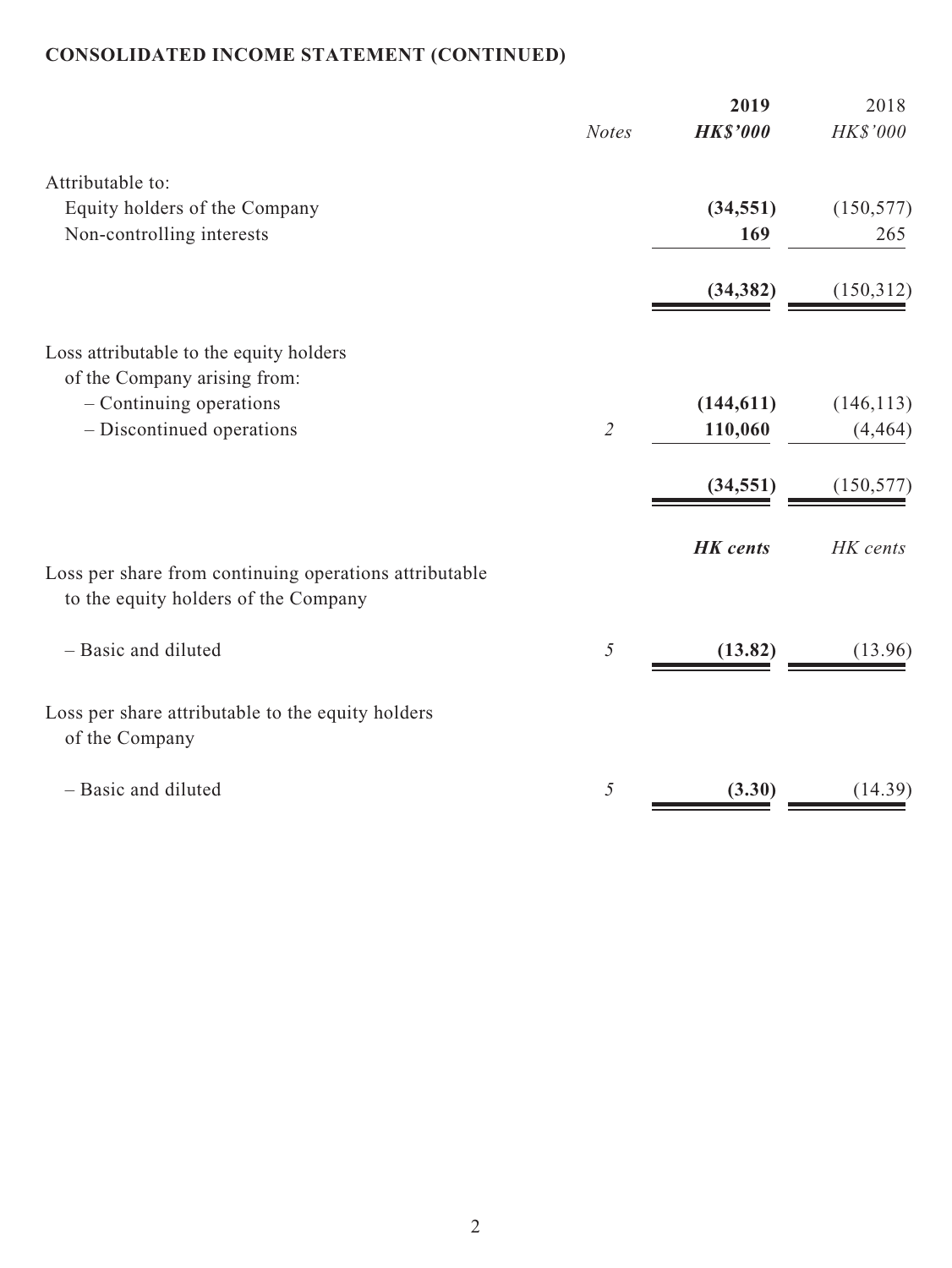**CONSOLIDATED INCOME STATEMENT (CONTINUED)**

| | *Notes* | **2019** **HK$'000** | 2018 *HK$'000* |
|---|---|---|---|
| Attributable to: | | | |
| Equity holders of the Company | | **(34,551)** | (150,577) |
| Non-controlling interests | | **169** | 265 |
| | | **(34,382)** | (150,312) |
| Loss attributable to the equity holders of the Company arising from: | | | |
| – Continuing operations | | **(144,611)** | (146,113) |
| – Discontinued operations | *2* | **110,060** | (4,464) |
| | | **(34,551)** | (150,577) |
| | | ***HK cents*** | *HK cents* |
| Loss per share from continuing operations attributable to the equity holders of the Company | | | |
| – Basic and diluted | *5* | **(13.82)** | (13.96) |
| Loss per share attributable to the equity holders of the Company | | | |
| – Basic and diluted | *5* | **(3.30)** | (14.39) |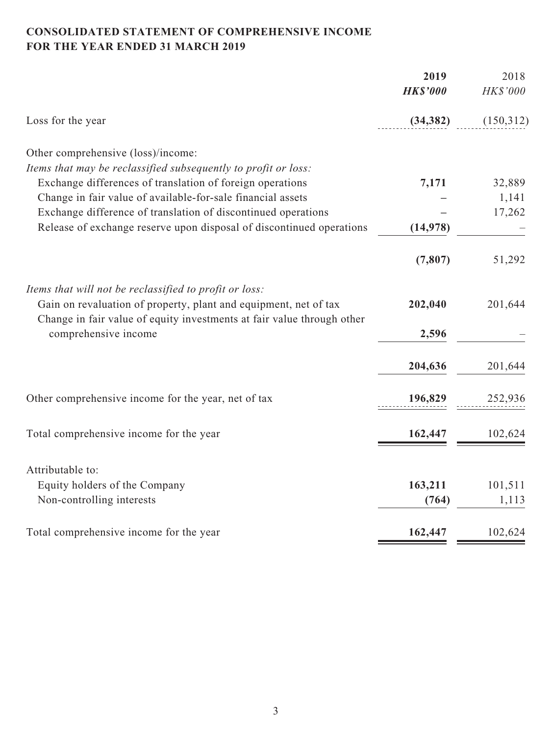**CONSOLIDATED STATEMENT OF COMPREHENSIVE INCOME**
**FOR THE YEAR ENDED 31 MARCH 2019**

| | **2019** | 2018 |
|---|---|---|
| | ***HK$'000*** | *HK$'000* |
| Loss for the year | **(34,382)** | (150,312) |
| Other comprehensive (loss)/income: | | |
| *Items that may be reclassified subsequently to profit or loss:* | | |
| Exchange differences of translation of foreign operations | **7,171** | 32,889 |
| Change in fair value of available-for-sale financial assets | **–** | 1,141 |
| Exchange difference of translation of discontinued operations | **–** | 17,262 |
| Release of exchange reserve upon disposal of discontinued operations | **(14,978)** | – |
| | **(7,807)** | 51,292 |
| *Items that will not be reclassified to profit or loss:* | | |
| Gain on revaluation of property, plant and equipment, net of tax | **202,040** | 201,644 |
| Change in fair value of equity investments at fair value through other comprehensive income | **2,596** | – |
| | **204,636** | 201,644 |
| Other comprehensive income for the year, net of tax | **196,829** | 252,936 |
| Total comprehensive income for the year | **162,447** | 102,624 |
| Attributable to: | | |
| Equity holders of the Company | **163,211** | 101,511 |
| Non-controlling interests | **(764)** | 1,113 |
| Total comprehensive income for the year | **162,447** | 102,624 |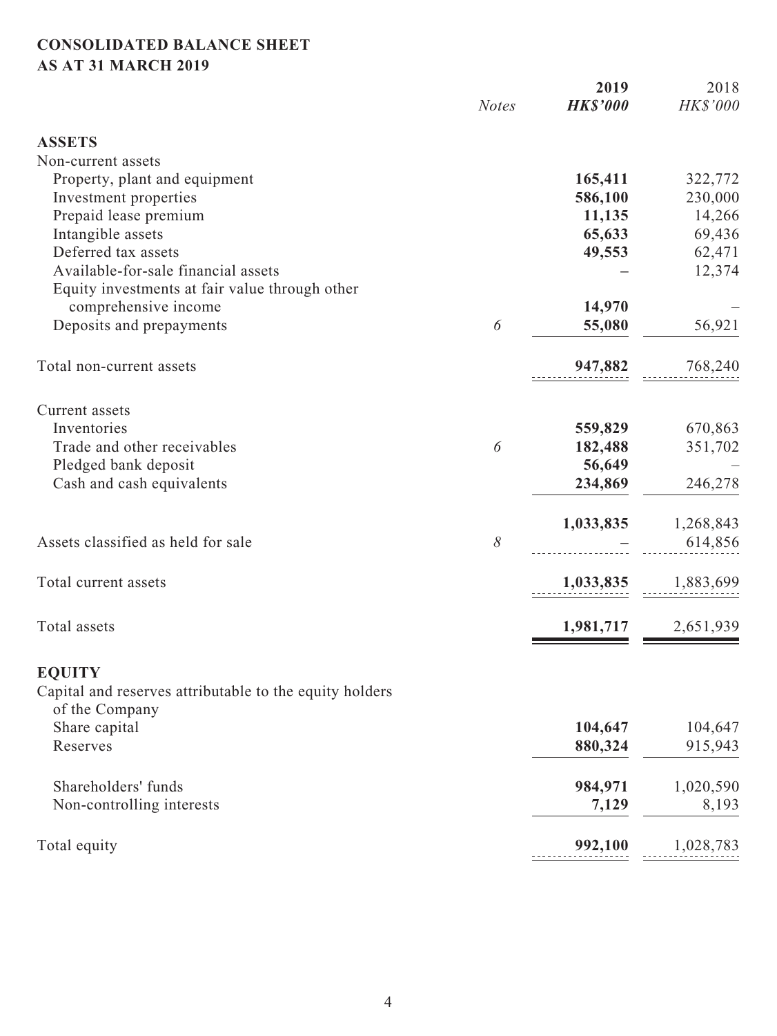# CONSOLIDATED BALANCE SHEET
## AS AT 31 MARCH 2019

| | *Notes* | **2019** | 2018 |
|---|---|---|---|
| | | ***HK$'000*** | *HK$'000* |
| **ASSETS** | | | |
| Non-current assets | | | |
| Property, plant and equipment | | **165,411** | 322,772 |
| Investment properties | | **586,100** | 230,000 |
| Prepaid lease premium | | **11,135** | 14,266 |
| Intangible assets | | **65,633** | 69,436 |
| Deferred tax assets | | **49,553** | 62,471 |
| Available-for-sale financial assets | | **–** | 12,374 |
| Equity investments at fair value through other comprehensive income | | **14,970** | – |
| Deposits and prepayments | *6* | **55,080** | 56,921 |
| Total non-current assets | | **947,882** | 768,240 |
| Current assets | | | |
| Inventories | | **559,829** | 670,863 |
| Trade and other receivables | *6* | **182,488** | 351,702 |
| Pledged bank deposit | | **56,649** | – |
| Cash and cash equivalents | | **234,869** | 246,278 |
| | | **1,033,835** | 1,268,843 |
| Assets classified as held for sale | *8* | **–** | 614,856 |
| Total current assets | | **1,033,835** | 1,883,699 |
| Total assets | | **1,981,717** | 2,651,939 |
| **EQUITY** | | | |
| Capital and reserves attributable to the equity holders of the Company | | | |
| Share capital | | **104,647** | 104,647 |
| Reserves | | **880,324** | 915,943 |
| Shareholders' funds | | **984,971** | 1,020,590 |
| Non-controlling interests | | **7,129** | 8,193 |
| Total equity | | **992,100** | 1,028,783 |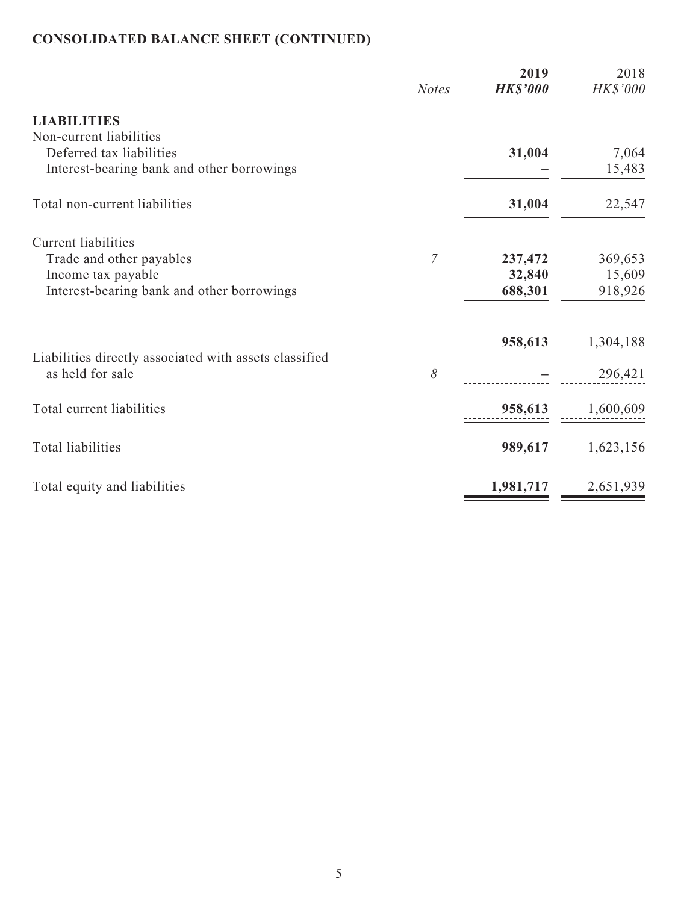## CONSOLIDATED BALANCE SHEET (CONTINUED)

| | *Notes* | **2019** **HK$'000** | 2018 *HK$'000* |
|---|---|---|---|
| **LIABILITIES** | | | |
| Non-current liabilities | | | |
| Deferred tax liabilities | | **31,004** | 7,064 |
| Interest-bearing bank and other borrowings | | **–** | 15,483 |
| Total non-current liabilities | | **31,004** | 22,547 |
| Current liabilities | | | |
| Trade and other payables | *7* | **237,472** | 369,653 |
| Income tax payable | | **32,840** | 15,609 |
| Interest-bearing bank and other borrowings | | **688,301** | 918,926 |
| | | **958,613** | 1,304,188 |
| Liabilities directly associated with assets classified as held for sale | *8* | **–** | 296,421 |
| Total current liabilities | | **958,613** | 1,600,609 |
| Total liabilities | | **989,617** | 1,623,156 |
| Total equity and liabilities | | **1,981,717** | 2,651,939 |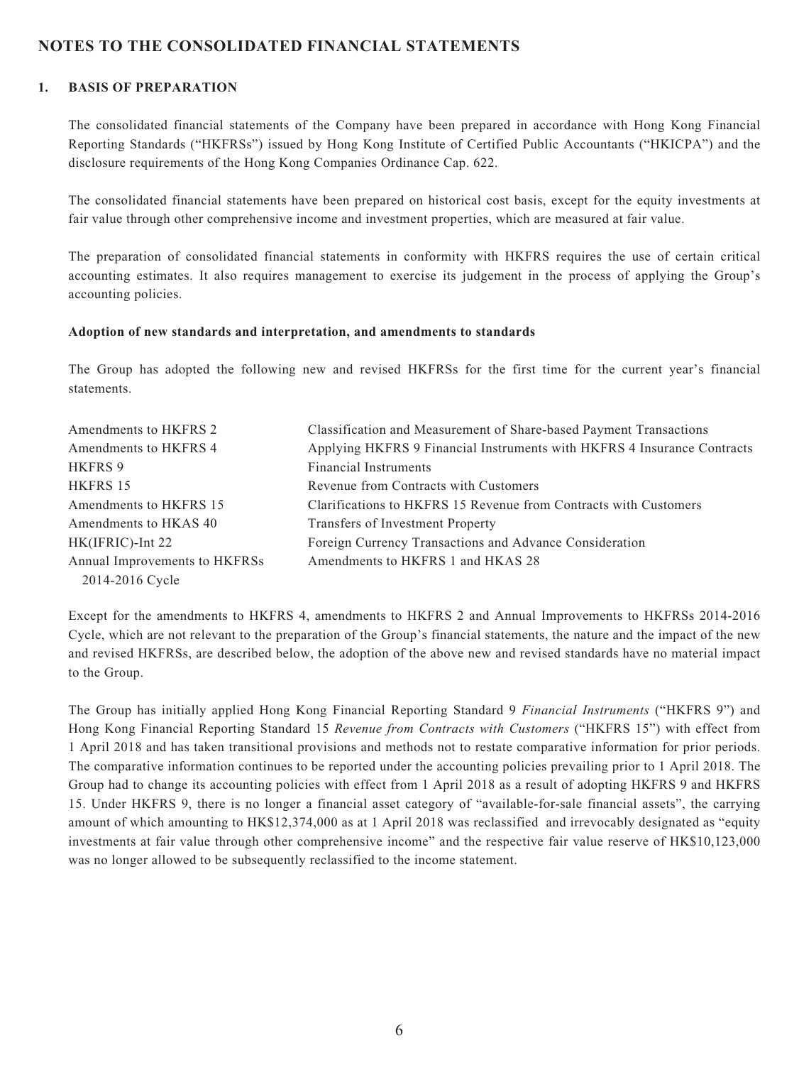## NOTES TO THE CONSOLIDATED FINANCIAL STATEMENTS

### 1. BASIS OF PREPARATION

The consolidated financial statements of the Company have been prepared in accordance with Hong Kong Financial Reporting Standards ("HKFRSs") issued by Hong Kong Institute of Certified Public Accountants ("HKICPA") and the disclosure requirements of the Hong Kong Companies Ordinance Cap. 622.

The consolidated financial statements have been prepared on historical cost basis, except for the equity investments at fair value through other comprehensive income and investment properties, which are measured at fair value.

The preparation of consolidated financial statements in conformity with HKFRS requires the use of certain critical accounting estimates. It also requires management to exercise its judgement in the process of applying the Group's accounting policies.

**Adoption of new standards and interpretation, and amendments to standards**

The Group has adopted the following new and revised HKFRSs for the first time for the current year's financial statements.

| | |
|---|---|
| Amendments to HKFRS 2 | Classification and Measurement of Share-based Payment Transactions |
| Amendments to HKFRS 4 | Applying HKFRS 9 Financial Instruments with HKFRS 4 Insurance Contracts |
| HKFRS 9 | Financial Instruments |
| HKFRS 15 | Revenue from Contracts with Customers |
| Amendments to HKFRS 15 | Clarifications to HKFRS 15 Revenue from Contracts with Customers |
| Amendments to HKAS 40 | Transfers of Investment Property |
| HK(IFRIC)-Int 22 | Foreign Currency Transactions and Advance Consideration |
| Annual Improvements to HKFRSs 2014-2016 Cycle | Amendments to HKFRS 1 and HKAS 28 |

Except for the amendments to HKFRS 4, amendments to HKFRS 2 and Annual Improvements to HKFRSs 2014-2016 Cycle, which are not relevant to the preparation of the Group's financial statements, the nature and the impact of the new and revised HKFRSs, are described below, the adoption of the above new and revised standards have no material impact to the Group.

The Group has initially applied Hong Kong Financial Reporting Standard 9 *Financial Instruments* ("HKFRS 9") and Hong Kong Financial Reporting Standard 15 *Revenue from Contracts with Customers* ("HKFRS 15") with effect from 1 April 2018 and has taken transitional provisions and methods not to restate comparative information for prior periods. The comparative information continues to be reported under the accounting policies prevailing prior to 1 April 2018. The Group had to change its accounting policies with effect from 1 April 2018 as a result of adopting HKFRS 9 and HKFRS 15. Under HKFRS 9, there is no longer a financial asset category of "available-for-sale financial assets", the carrying amount of which amounting to HK$12,374,000 as at 1 April 2018 was reclassified and irrevocably designated as "equity investments at fair value through other comprehensive income" and the respective fair value reserve of HK$10,123,000 was no longer allowed to be subsequently reclassified to the income statement.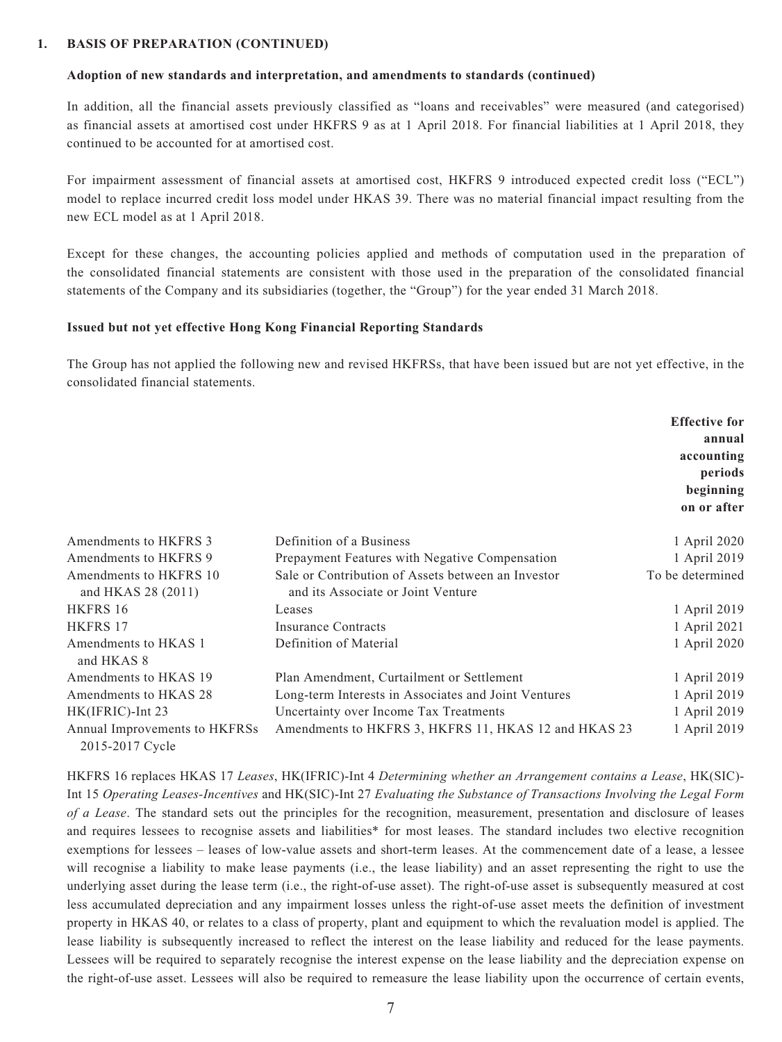## 1. BASIS OF PREPARATION (CONTINUED)

### Adoption of new standards and interpretation, and amendments to standards (continued)

In addition, all the financial assets previously classified as "loans and receivables" were measured (and categorised) as financial assets at amortised cost under HKFRS 9 as at 1 April 2018. For financial liabilities at 1 April 2018, they continued to be accounted for at amortised cost.

For impairment assessment of financial assets at amortised cost, HKFRS 9 introduced expected credit loss ("ECL") model to replace incurred credit loss model under HKAS 39. There was no material financial impact resulting from the new ECL model as at 1 April 2018.

Except for these changes, the accounting policies applied and methods of computation used in the preparation of the consolidated financial statements are consistent with those used in the preparation of the consolidated financial statements of the Company and its subsidiaries (together, the "Group") for the year ended 31 March 2018.

### Issued but not yet effective Hong Kong Financial Reporting Standards

The Group has not applied the following new and revised HKFRSs, that have been issued but are not yet effective, in the consolidated financial statements.

| | | Effective for annual accounting periods beginning on or after |
|---|---|---|
| Amendments to HKFRS 3 | Definition of a Business | 1 April 2020 |
| Amendments to HKFRS 9 | Prepayment Features with Negative Compensation | 1 April 2019 |
| Amendments to HKFRS 10 and HKAS 28 (2011) | Sale or Contribution of Assets between an Investor and its Associate or Joint Venture | To be determined |
| HKFRS 16 | Leases | 1 April 2019 |
| HKFRS 17 | Insurance Contracts | 1 April 2021 |
| Amendments to HKAS 1 and HKAS 8 | Definition of Material | 1 April 2020 |
| Amendments to HKAS 19 | Plan Amendment, Curtailment or Settlement | 1 April 2019 |
| Amendments to HKAS 28 | Long-term Interests in Associates and Joint Ventures | 1 April 2019 |
| HK(IFRIC)-Int 23 | Uncertainty over Income Tax Treatments | 1 April 2019 |
| Annual Improvements to HKFRSs 2015-2017 Cycle | Amendments to HKFRS 3, HKFRS 11, HKAS 12 and HKAS 23 | 1 April 2019 |

HKFRS 16 replaces HKAS 17 *Leases*, HK(IFRIC)-Int 4 *Determining whether an Arrangement contains a Lease*, HK(SIC)-Int 15 *Operating Leases-Incentives* and HK(SIC)-Int 27 *Evaluating the Substance of Transactions Involving the Legal Form of a Lease*. The standard sets out the principles for the recognition, measurement, presentation and disclosure of leases and requires lessees to recognise assets and liabilities* for most leases. The standard includes two elective recognition exemptions for lessees – leases of low-value assets and short-term leases. At the commencement date of a lease, a lessee will recognise a liability to make lease payments (i.e., the lease liability) and an asset representing the right to use the underlying asset during the lease term (i.e., the right-of-use asset). The right-of-use asset is subsequently measured at cost less accumulated depreciation and any impairment losses unless the right-of-use asset meets the definition of investment property in HKAS 40, or relates to a class of property, plant and equipment to which the revaluation model is applied. The lease liability is subsequently increased to reflect the interest on the lease liability and reduced for the lease payments. Lessees will be required to separately recognise the interest expense on the lease liability and the depreciation expense on the right-of-use asset. Lessees will also be required to remeasure the lease liability upon the occurrence of certain events,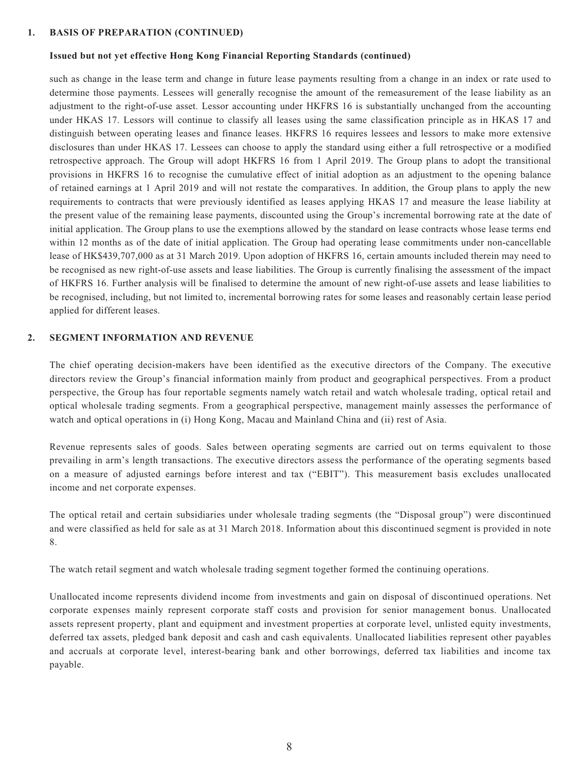## 1. BASIS OF PREPARATION (CONTINUED)

### Issued but not yet effective Hong Kong Financial Reporting Standards (continued)

such as change in the lease term and change in future lease payments resulting from a change in an index or rate used to determine those payments. Lessees will generally recognise the amount of the remeasurement of the lease liability as an adjustment to the right-of-use asset. Lessor accounting under HKFRS 16 is substantially unchanged from the accounting under HKAS 17. Lessors will continue to classify all leases using the same classification principle as in HKAS 17 and distinguish between operating leases and finance leases. HKFRS 16 requires lessees and lessors to make more extensive disclosures than under HKAS 17. Lessees can choose to apply the standard using either a full retrospective or a modified retrospective approach. The Group will adopt HKFRS 16 from 1 April 2019. The Group plans to adopt the transitional provisions in HKFRS 16 to recognise the cumulative effect of initial adoption as an adjustment to the opening balance of retained earnings at 1 April 2019 and will not restate the comparatives. In addition, the Group plans to apply the new requirements to contracts that were previously identified as leases applying HKAS 17 and measure the lease liability at the present value of the remaining lease payments, discounted using the Group's incremental borrowing rate at the date of initial application. The Group plans to use the exemptions allowed by the standard on lease contracts whose lease terms end within 12 months as of the date of initial application. The Group had operating lease commitments under non-cancellable lease of HK$439,707,000 as at 31 March 2019. Upon adoption of HKFRS 16, certain amounts included therein may need to be recognised as new right-of-use assets and lease liabilities. The Group is currently finalising the assessment of the impact of HKFRS 16. Further analysis will be finalised to determine the amount of new right-of-use assets and lease liabilities to be recognised, including, but not limited to, incremental borrowing rates for some leases and reasonably certain lease period applied for different leases.

## 2. SEGMENT INFORMATION AND REVENUE

The chief operating decision-makers have been identified as the executive directors of the Company. The executive directors review the Group's financial information mainly from product and geographical perspectives. From a product perspective, the Group has four reportable segments namely watch retail and watch wholesale trading, optical retail and optical wholesale trading segments. From a geographical perspective, management mainly assesses the performance of watch and optical operations in (i) Hong Kong, Macau and Mainland China and (ii) rest of Asia.

Revenue represents sales of goods. Sales between operating segments are carried out on terms equivalent to those prevailing in arm's length transactions. The executive directors assess the performance of the operating segments based on a measure of adjusted earnings before interest and tax ("EBIT"). This measurement basis excludes unallocated income and net corporate expenses.

The optical retail and certain subsidiaries under wholesale trading segments (the "Disposal group") were discontinued and were classified as held for sale as at 31 March 2018. Information about this discontinued segment is provided in note 8.

The watch retail segment and watch wholesale trading segment together formed the continuing operations.

Unallocated income represents dividend income from investments and gain on disposal of discontinued operations. Net corporate expenses mainly represent corporate staff costs and provision for senior management bonus. Unallocated assets represent property, plant and equipment and investment properties at corporate level, unlisted equity investments, deferred tax assets, pledged bank deposit and cash and cash equivalents. Unallocated liabilities represent other payables and accruals at corporate level, interest-bearing bank and other borrowings, deferred tax liabilities and income tax payable.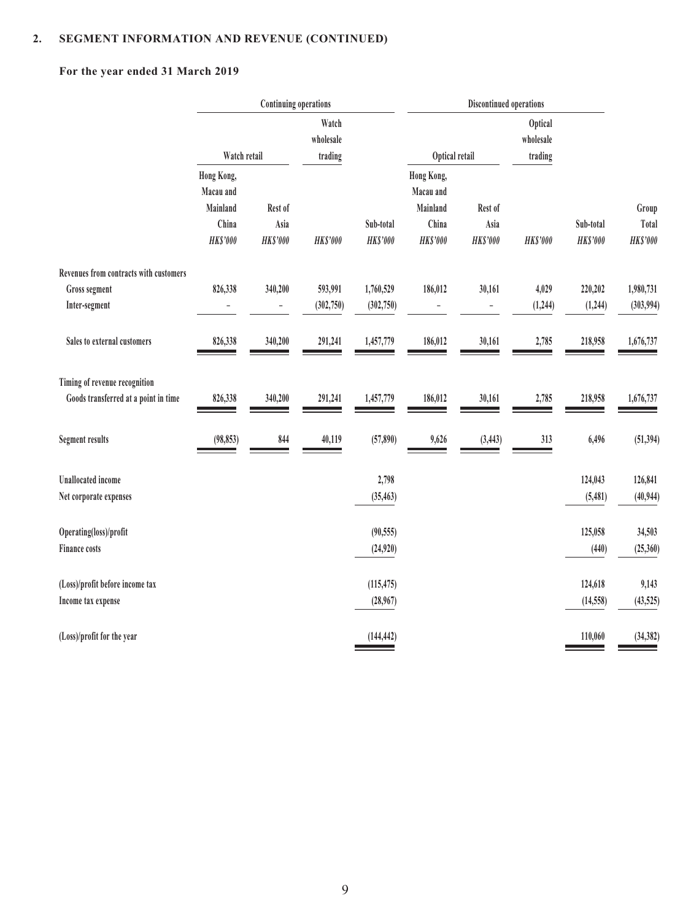## 2. SEGMENT INFORMATION AND REVENUE (CONTINUED)

### For the year ended 31 March 2019

| | Continuing operations | | | | Discontinued operations | | | | |
|---|---|---|---|---|---|---|---|---|---|
| | Watch retail | | Watch wholesale trading | | Optical retail | | Optical wholesale trading | | |
| | Hong Kong, Macau and Mainland China | Rest of Asia | | Sub-total | Hong Kong, Macau and Mainland China | Rest of Asia | | Sub-total | Group Total |
| | *HK$'000* | *HK$'000* | *HK$'000* | *HK$'000* | *HK$'000* | *HK$'000* | *HK$'000* | *HK$'000* | *HK$'000* |
| **Revenues from contracts with customers** | | | | | | | | | |
| Gross segment | 826,338 | 340,200 | 593,991 | 1,760,529 | 186,012 | 30,161 | 4,029 | 220,202 | 1,980,731 |
| Inter-segment | – | – | (302,750) | (302,750) | – | – | (1,244) | (1,244) | (303,994) |
| Sales to external customers | 826,338 | 340,200 | 291,241 | 1,457,779 | 186,012 | 30,161 | 2,785 | 218,958 | 1,676,737 |
| **Timing of revenue recognition** | | | | | | | | | |
| Goods transferred at a point in time | 826,338 | 340,200 | 291,241 | 1,457,779 | 186,012 | 30,161 | 2,785 | 218,958 | 1,676,737 |
| Segment results | (98,853) | 844 | 40,119 | (57,890) | 9,626 | (3,443) | 313 | 6,496 | (51,394) |
| Unallocated income | | | | 2,798 | | | | 124,043 | 126,841 |
| Net corporate expenses | | | | (35,463) | | | | (5,481) | (40,944) |
| Operating(loss)/profit | | | | (90,555) | | | | 125,058 | 34,503 |
| Finance costs | | | | (24,920) | | | | (440) | (25,360) |
| (Loss)/profit before income tax | | | | (115,475) | | | | 124,618 | 9,143 |
| Income tax expense | | | | (28,967) | | | | (14,558) | (43,525) |
| (Loss)/profit for the year | | | | (144,442) | | | | 110,060 | (34,382) |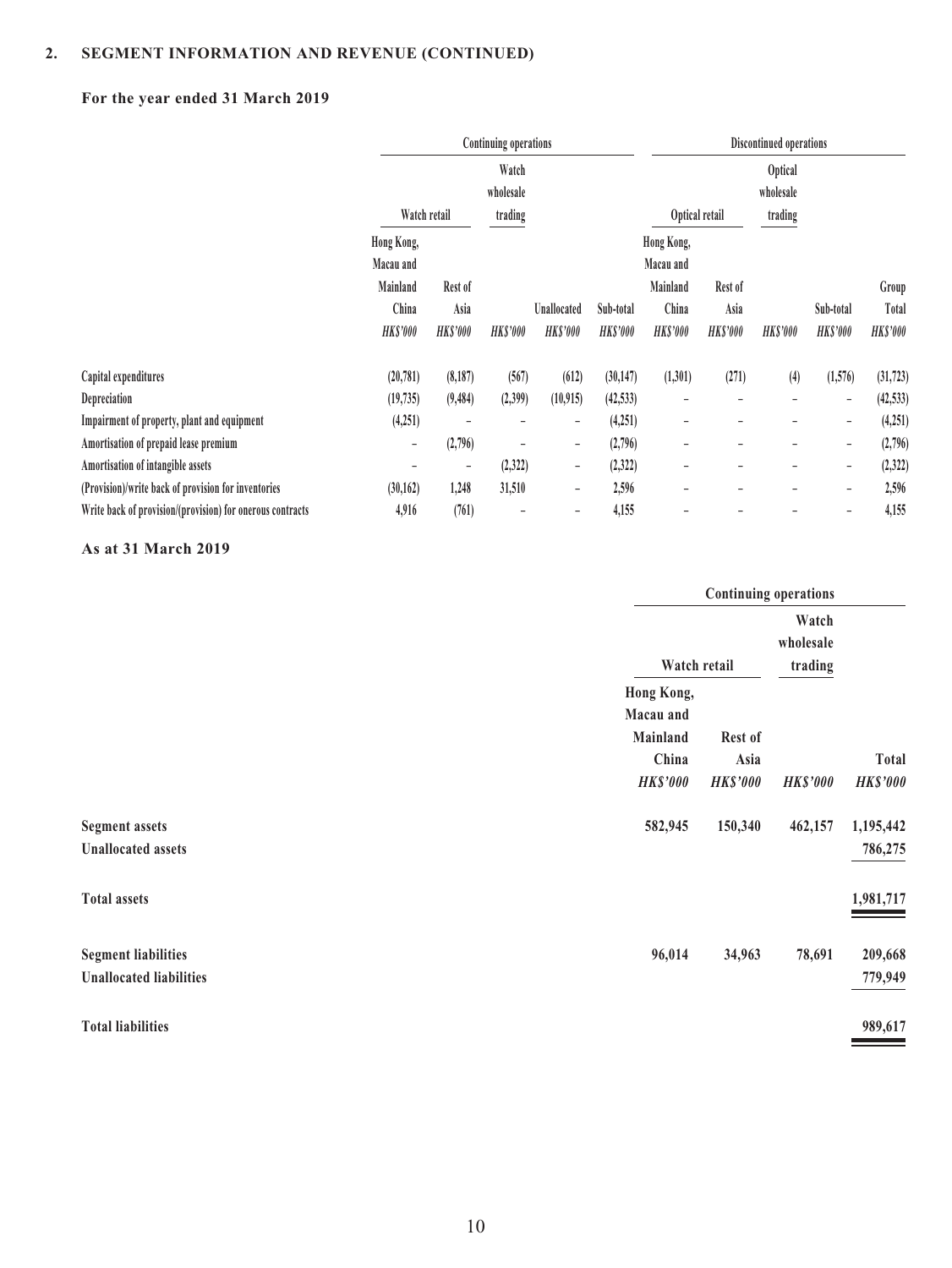## 2. SEGMENT INFORMATION AND REVENUE (CONTINUED)

### For the year ended 31 March 2019

| | Continuing operations | | | | | Discontinued operations | | | | |
|---|---|---|---|---|---|---|---|---|---|---|
| | Watch retail | | Watch wholesale trading | | | Optical retail | | Optical wholesale trading | | |
| | Hong Kong, Macau and Mainland China | Rest of Asia | | Unallocated | Sub-total | Hong Kong, Macau and Mainland China | Rest of Asia | | Sub-total | Group Total |
| | *HK$'000* | *HK$'000* | *HK$'000* | *HK$'000* | *HK$'000* | *HK$'000* | *HK$'000* | *HK$'000* | *HK$'000* | *HK$'000* |
| Capital expenditures | (20,781) | (8,187) | (567) | (612) | (30,147) | (1,301) | (271) | (4) | (1,576) | (31,723) |
| Depreciation | (19,735) | (9,484) | (2,399) | (10,915) | (42,533) | – | – | – | – | (42,533) |
| Impairment of property, plant and equipment | (4,251) | – | – | – | (4,251) | – | – | – | – | (4,251) |
| Amortisation of prepaid lease premium | – | (2,796) | – | – | (2,796) | – | – | – | – | (2,796) |
| Amortisation of intangible assets | – | – | (2,322) | – | (2,322) | – | – | – | – | (2,322) |
| (Provision)/write back of provision for inventories | (30,162) | 1,248 | 31,510 | – | 2,596 | – | – | – | – | 2,596 |
| Write back of provision/(provision) for onerous contracts | 4,916 | (761) | – | – | 4,155 | – | – | – | – | 4,155 |

### As at 31 March 2019

| | Continuing operations | | | |
|---|---|---|---|---|
| | Watch retail | | Watch wholesale trading | |
| | Hong Kong, Macau and Mainland China | Rest of Asia | | Total |
| | *HK$'000* | *HK$'000* | *HK$'000* | *HK$'000* |
| Segment assets | 582,945 | 150,340 | 462,157 | 1,195,442 |
| Unallocated assets | | | | 786,275 |
| Total assets | | | | 1,981,717 |
| Segment liabilities | 96,014 | 34,963 | 78,691 | 209,668 |
| Unallocated liabilities | | | | 779,949 |
| Total liabilities | | | | 989,617 |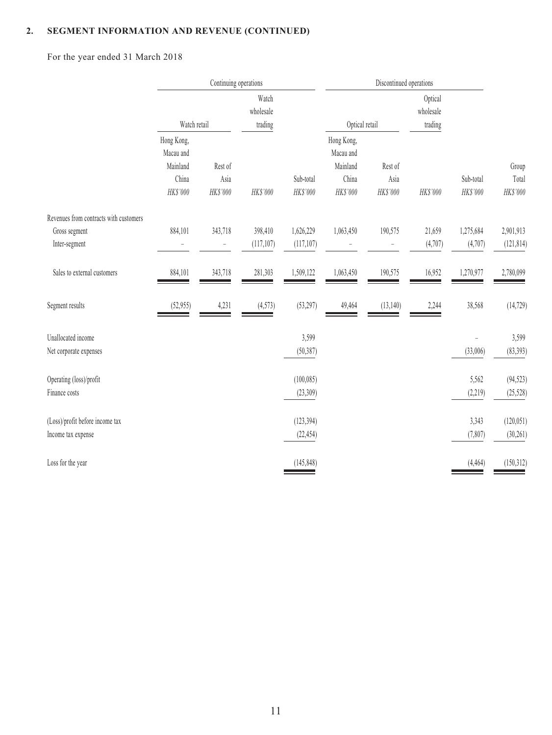## 2. SEGMENT INFORMATION AND REVENUE (CONTINUED)

For the year ended 31 March 2018

| | Continuing operations | | | | Discontinued operations | | | | |
|---|---|---|---|---|---|---|---|---|---|
| | Watch retail | | Watch wholesale trading | | Optical retail | | Optical wholesale trading | | |
| | Hong Kong, Macau and Mainland China | Rest of Asia | | Sub-total | Hong Kong, Macau and Mainland China | Rest of Asia | | Sub-total | Group Total |
| | *HK$'000* | *HK$'000* | *HK$'000* | *HK$'000* | *HK$'000* | *HK$'000* | *HK$'000* | *HK$'000* | *HK$'000* |
| Revenues from contracts with customers | | | | | | | | | |
| Gross segment | 884,101 | 343,718 | 398,410 | 1,626,229 | 1,063,450 | 190,575 | 21,659 | 1,275,684 | 2,901,913 |
| Inter-segment | – | – | (117,107) | (117,107) | – | – | (4,707) | (4,707) | (121,814) |
| Sales to external customers | 884,101 | 343,718 | 281,303 | 1,509,122 | 1,063,450 | 190,575 | 16,952 | 1,270,977 | 2,780,099 |
| Segment results | (52,955) | 4,231 | (4,573) | (53,297) | 49,464 | (13,140) | 2,244 | 38,568 | (14,729) |
| Unallocated income | | | | 3,599 | | | | – | 3,599 |
| Net corporate expenses | | | | (50,387) | | | | (33,006) | (83,393) |
| Operating (loss)/profit | | | | (100,085) | | | | 5,562 | (94,523) |
| Finance costs | | | | (23,309) | | | | (2,219) | (25,528) |
| (Loss)/profit before income tax | | | | (123,394) | | | | 3,343 | (120,051) |
| Income tax expense | | | | (22,454) | | | | (7,807) | (30,261) |
| Loss for the year | | | | (145,848) | | | | (4,464) | (150,312) |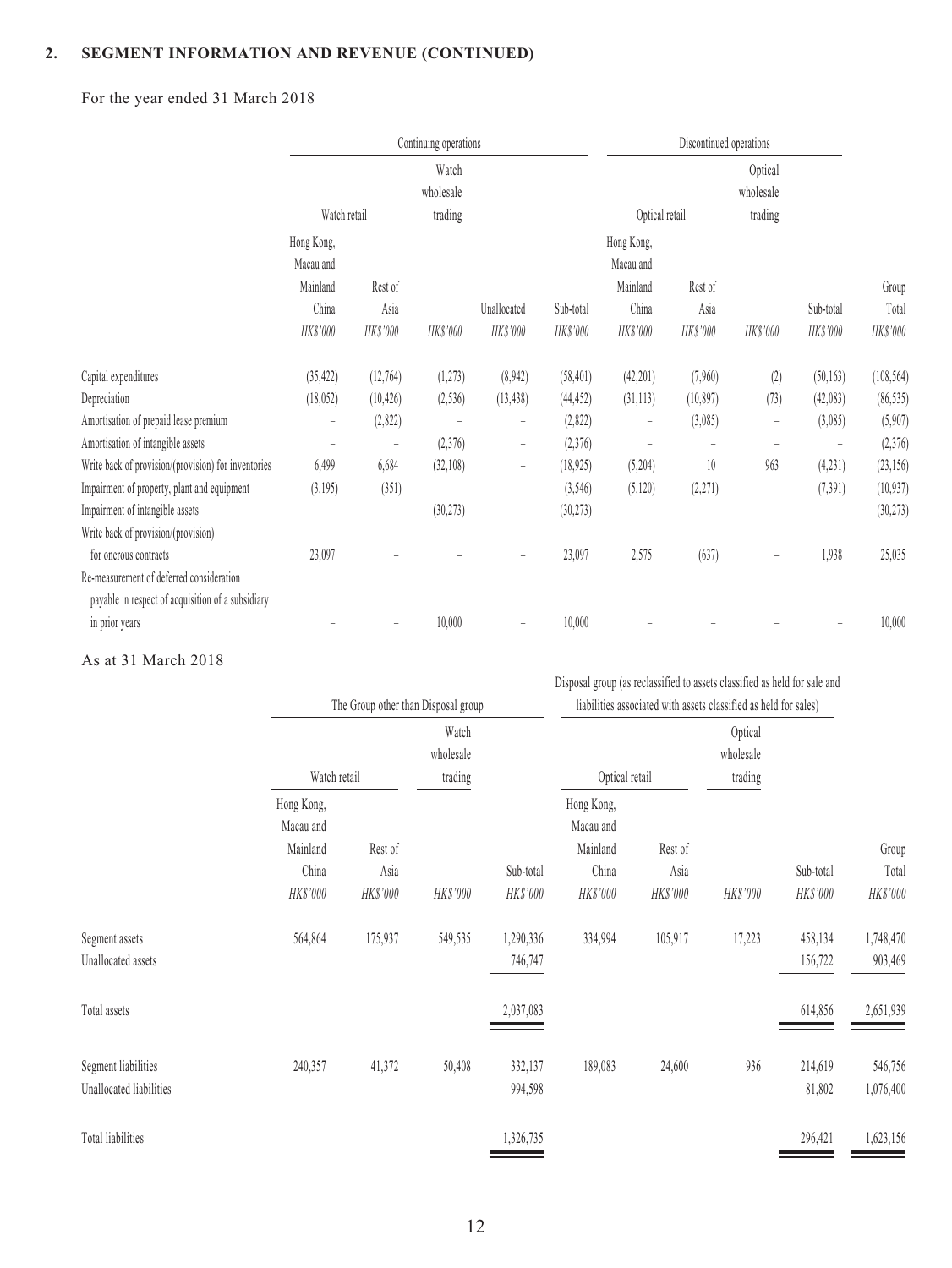## 2. SEGMENT INFORMATION AND REVENUE (CONTINUED)

For the year ended 31 March 2018

| | Continuing operations | | | | | Discontinued operations | | | | |
|---|---|---|---|---|---|---|---|---|---|---|
| | Watch retail | | Watch wholesale trading | | | Optical retail | | Optical wholesale trading | | |
| | Hong Kong, Macau and Mainland China | Rest of Asia | | Unallocated | Sub-total | Hong Kong, Macau and Mainland China | Rest of Asia | | Sub-total | Group Total |
| | *HK$'000* | *HK$'000* | *HK$'000* | *HK$'000* | *HK$'000* | *HK$'000* | *HK$'000* | *HK$'000* | *HK$'000* | *HK$'000* |
| Capital expenditures | (35,422) | (12,764) | (1,273) | (8,942) | (58,401) | (42,201) | (7,960) | (2) | (50,163) | (108,564) |
| Depreciation | (18,052) | (10,426) | (2,536) | (13,438) | (44,452) | (31,113) | (10,897) | (73) | (42,083) | (86,535) |
| Amortisation of prepaid lease premium | – | (2,822) | – | – | (2,822) | – | (3,085) | – | (3,085) | (5,907) |
| Amortisation of intangible assets | – | – | (2,376) | – | (2,376) | – | – | – | – | (2,376) |
| Write back of provision/(provision) for inventories | 6,499 | 6,684 | (32,108) | – | (18,925) | (5,204) | 10 | 963 | (4,231) | (23,156) |
| Impairment of property, plant and equipment | (3,195) | (351) | – | – | (3,546) | (5,120) | (2,271) | – | (7,391) | (10,937) |
| Impairment of intangible assets | – | – | (30,273) | – | (30,273) | – | – | – | – | (30,273) |
| Write back of provision/(provision) for onerous contracts | 23,097 | – | – | – | 23,097 | 2,575 | (637) | – | 1,938 | 25,035 |
| Re-measurement of deferred consideration payable in respect of acquisition of a subsidiary in prior years | – | – | 10,000 | – | 10,000 | – | – | – | – | 10,000 |

As at 31 March 2018

| | The Group other than Disposal group | | | | Disposal group (as reclassified to assets classified as held for sale and liabilities associated with assets classified as held for sales) | | | | |
|---|---|---|---|---|---|---|---|---|---|
| | Watch retail | | Watch wholesale trading | | Optical retail | | Optical wholesale trading | | |
| | Hong Kong, Macau and Mainland China | Rest of Asia | | Sub-total | Hong Kong, Macau and Mainland China | Rest of Asia | | Sub-total | Group Total |
| | *HK$'000* | *HK$'000* | *HK$'000* | *HK$'000* | *HK$'000* | *HK$'000* | *HK$'000* | *HK$'000* | *HK$'000* |
| Segment assets | 564,864 | 175,937 | 549,535 | 1,290,336 | 334,994 | 105,917 | 17,223 | 458,134 | 1,748,470 |
| Unallocated assets | | | | 746,747 | | | | 156,722 | 903,469 |
| Total assets | | | | 2,037,083 | | | | 614,856 | 2,651,939 |
| Segment liabilities | 240,357 | 41,372 | 50,408 | 332,137 | 189,083 | 24,600 | 936 | 214,619 | 546,756 |
| Unallocated liabilities | | | | 994,598 | | | | 81,802 | 1,076,400 |
| Total liabilities | | | | 1,326,735 | | | | 296,421 | 1,623,156 |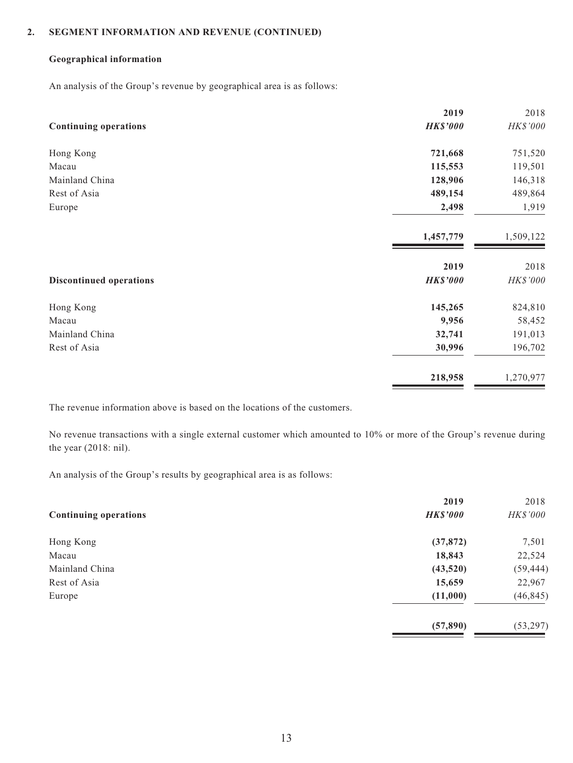## 2. SEGMENT INFORMATION AND REVENUE (CONTINUED)

### Geographical information

An analysis of the Group's revenue by geographical area is as follows:

| Continuing operations | 2019<br>***HK$'000*** | 2018<br>*HK$'000* |
|---|---|---|
| Hong Kong | **721,668** | 751,520 |
| Macau | **115,553** | 119,501 |
| Mainland China | **128,906** | 146,318 |
| Rest of Asia | **489,154** | 489,864 |
| Europe | **2,498** | 1,919 |
| | **1,457,779** | 1,509,122 |

| Discontinued operations | 2019<br>***HK$'000*** | 2018<br>*HK$'000* |
|---|---|---|
| Hong Kong | **145,265** | 824,810 |
| Macau | **9,956** | 58,452 |
| Mainland China | **32,741** | 191,013 |
| Rest of Asia | **30,996** | 196,702 |
| | **218,958** | 1,270,977 |

The revenue information above is based on the locations of the customers.

No revenue transactions with a single external customer which amounted to 10% or more of the Group's revenue during the year (2018: nil).

An analysis of the Group's results by geographical area is as follows:

| Continuing operations | 2019<br>***HK$'000*** | 2018<br>*HK$'000* |
|---|---|---|
| Hong Kong | **(37,872)** | 7,501 |
| Macau | **18,843** | 22,524 |
| Mainland China | **(43,520)** | (59,444) |
| Rest of Asia | **15,659** | 22,967 |
| Europe | **(11,000)** | (46,845) |
| | **(57,890)** | (53,297) |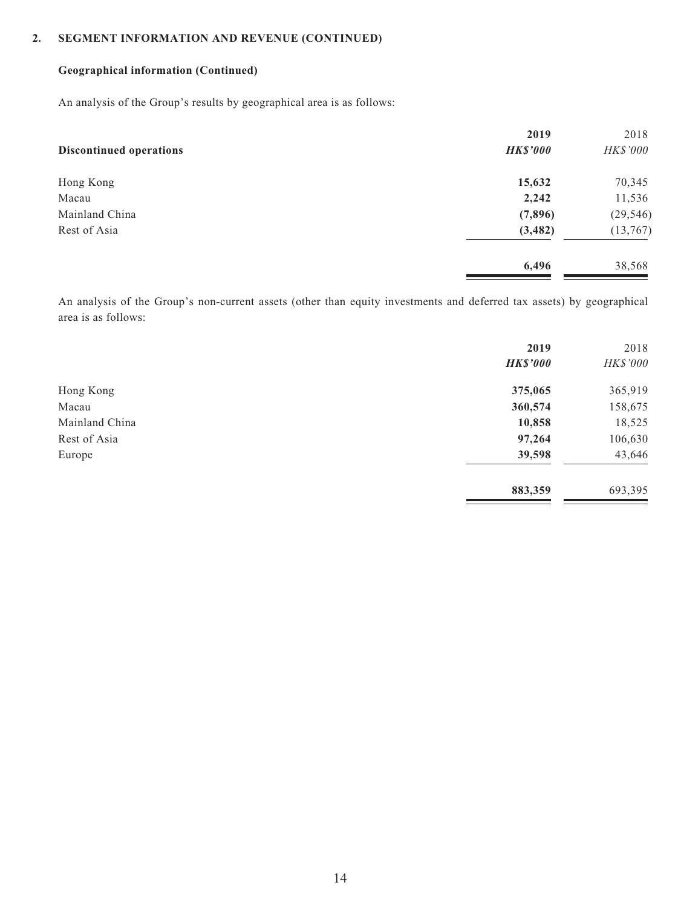## 2. SEGMENT INFORMATION AND REVENUE (CONTINUED)

### Geographical information (Continued)

An analysis of the Group's results by geographical area is as follows:

| Discontinued operations | **2019** | 2018 |
|---|---|---|
| | ***HK$'000*** | *HK$'000* |
| Hong Kong | **15,632** | 70,345 |
| Macau | **2,242** | 11,536 |
| Mainland China | **(7,896)** | (29,546) |
| Rest of Asia | **(3,482)** | (13,767) |
| | **6,496** | 38,568 |

An analysis of the Group's non-current assets (other than equity investments and deferred tax assets) by geographical area is as follows:

| | **2019** | 2018 |
|---|---|---|
| | ***HK$'000*** | *HK$'000* |
| Hong Kong | **375,065** | 365,919 |
| Macau | **360,574** | 158,675 |
| Mainland China | **10,858** | 18,525 |
| Rest of Asia | **97,264** | 106,630 |
| Europe | **39,598** | 43,646 |
| | **883,359** | 693,395 |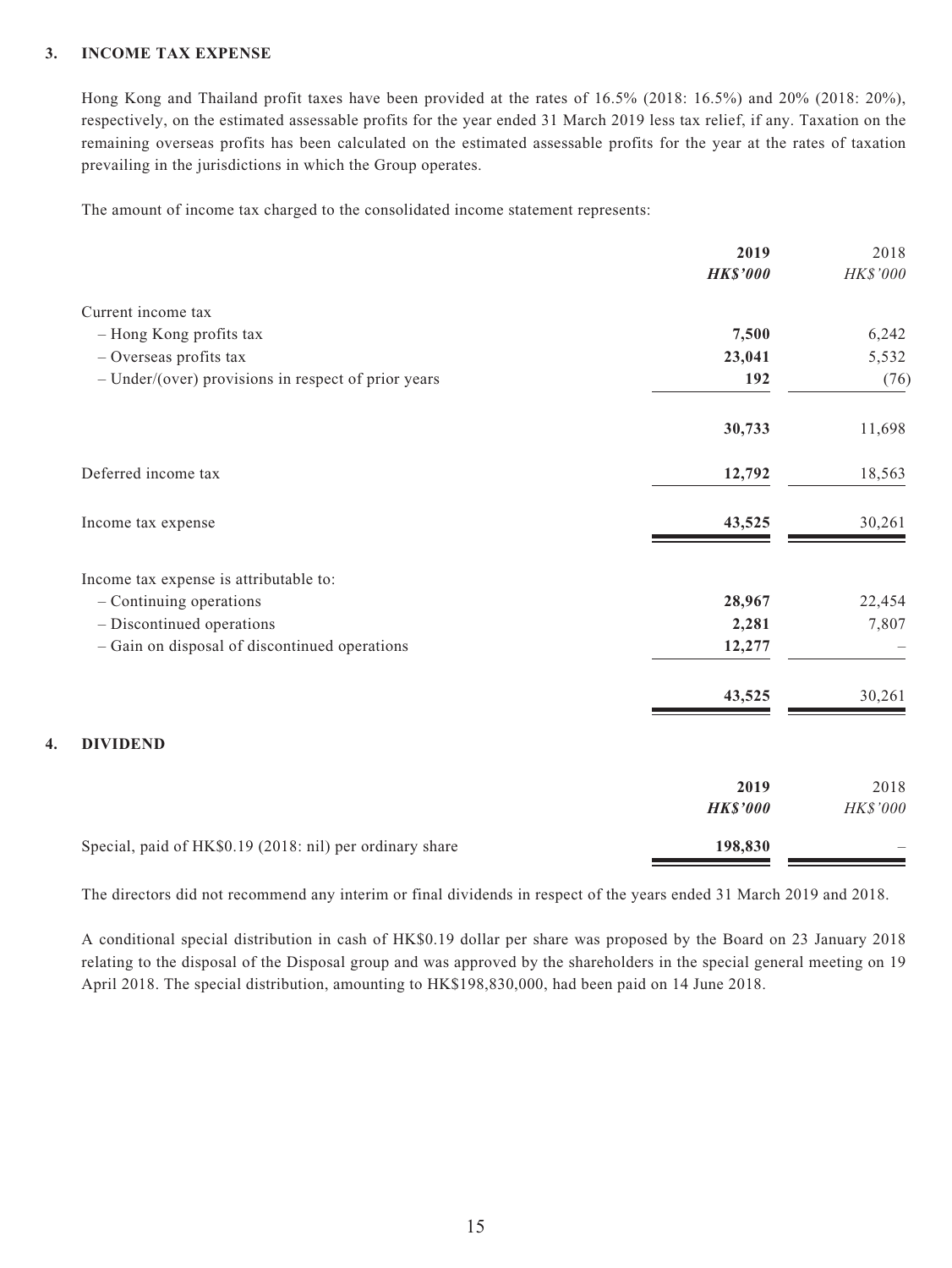### 3. INCOME TAX EXPENSE

Hong Kong and Thailand profit taxes have been provided at the rates of 16.5% (2018: 16.5%) and 20% (2018: 20%), respectively, on the estimated assessable profits for the year ended 31 March 2019 less tax relief, if any. Taxation on the remaining overseas profits has been calculated on the estimated assessable profits for the year at the rates of taxation prevailing in the jurisdictions in which the Group operates.

The amount of income tax charged to the consolidated income statement represents:

| | **2019** | 2018 |
|---|---|---|
| | ***HK$'000*** | *HK$'000* |
| Current income tax | | |
| – Hong Kong profits tax | **7,500** | 6,242 |
| – Overseas profits tax | **23,041** | 5,532 |
| – Under/(over) provisions in respect of prior years | **192** | (76) |
| | **30,733** | 11,698 |
| Deferred income tax | **12,792** | 18,563 |
| Income tax expense | **43,525** | 30,261 |
| Income tax expense is attributable to: | | |
| – Continuing operations | **28,967** | 22,454 |
| – Discontinued operations | **2,281** | 7,807 |
| – Gain on disposal of discontinued operations | **12,277** | – |
| | **43,525** | 30,261 |

### 4. DIVIDEND

| | **2019** | 2018 |
|---|---|---|
| | ***HK$'000*** | *HK$'000* |
| Special, paid of HK$0.19 (2018: nil) per ordinary share | **198,830** | – |

The directors did not recommend any interim or final dividends in respect of the years ended 31 March 2019 and 2018.

A conditional special distribution in cash of HK$0.19 dollar per share was proposed by the Board on 23 January 2018 relating to the disposal of the Disposal group and was approved by the shareholders in the special general meeting on 19 April 2018. The special distribution, amounting to HK$198,830,000, had been paid on 14 June 2018.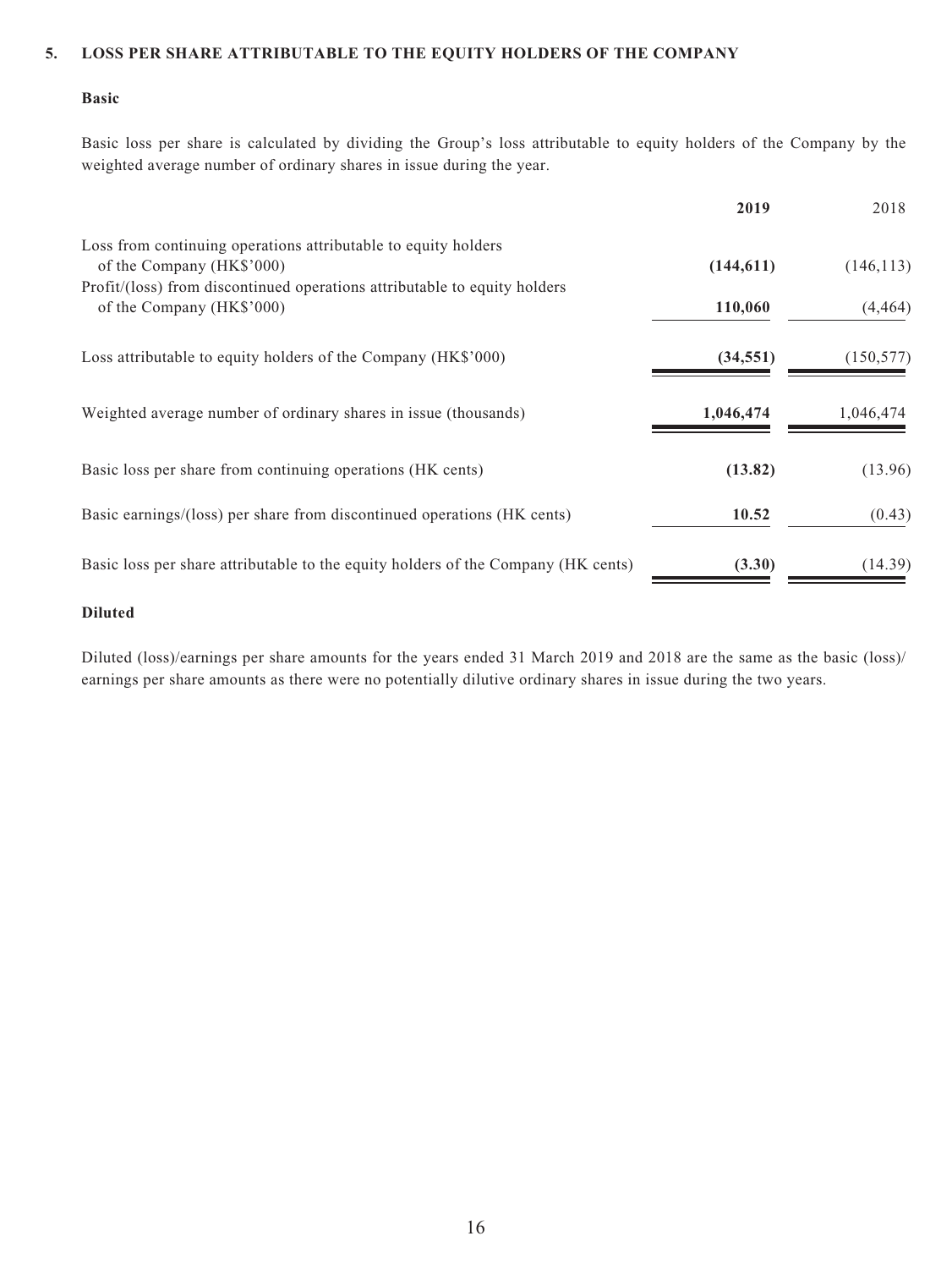## 5. LOSS PER SHARE ATTRIBUTABLE TO THE EQUITY HOLDERS OF THE COMPANY

### Basic

Basic loss per share is calculated by dividing the Group's loss attributable to equity holders of the Company by the weighted average number of ordinary shares in issue during the year.

| | **2019** | 2018 |
|---|---|---|
| Loss from continuing operations attributable to equity holders of the Company (HK$'000) | **(144,611)** | (146,113) |
| Profit/(loss) from discontinued operations attributable to equity holders of the Company (HK$'000) | **110,060** | (4,464) |
| Loss attributable to equity holders of the Company (HK$'000) | **(34,551)** | (150,577) |
| Weighted average number of ordinary shares in issue (thousands) | **1,046,474** | 1,046,474 |
| Basic loss per share from continuing operations (HK cents) | **(13.82)** | (13.96) |
| Basic earnings/(loss) per share from discontinued operations (HK cents) | **10.52** | (0.43) |
| Basic loss per share attributable to the equity holders of the Company (HK cents) | **(3.30)** | (14.39) |

### Diluted

Diluted (loss)/earnings per share amounts for the years ended 31 March 2019 and 2018 are the same as the basic (loss)/earnings per share amounts as there were no potentially dilutive ordinary shares in issue during the two years.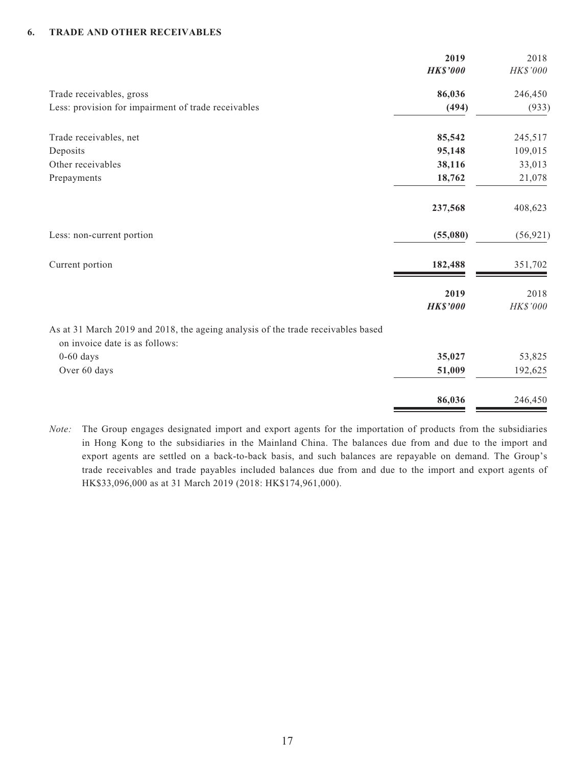## 6. TRADE AND OTHER RECEIVABLES

| | 2019 | 2018 |
|---|---|---|
| | ***HK$'000*** | *HK$'000* |
| Trade receivables, gross | **86,036** | 246,450 |
| Less: provision for impairment of trade receivables | **(494)** | (933) |
| Trade receivables, net | **85,542** | 245,517 |
| Deposits | **95,148** | 109,015 |
| Other receivables | **38,116** | 33,013 |
| Prepayments | **18,762** | 21,078 |
| | **237,568** | 408,623 |
| Less: non-current portion | **(55,080)** | (56,921) |
| Current portion | **182,488** | 351,702 |

| | 2019 | 2018 |
|---|---|---|
| | ***HK$'000*** | *HK$'000* |
| As at 31 March 2019 and 2018, the ageing analysis of the trade receivables based on invoice date is as follows: | | |
| 0-60 days | **35,027** | 53,825 |
| Over 60 days | **51,009** | 192,625 |
| | **86,036** | 246,450 |

*Note:* The Group engages designated import and export agents for the importation of products from the subsidiaries in Hong Kong to the subsidiaries in the Mainland China. The balances due from and due to the import and export agents are settled on a back-to-back basis, and such balances are repayable on demand. The Group's trade receivables and trade payables included balances due from and due to the import and export agents of HK$33,096,000 as at 31 March 2019 (2018: HK$174,961,000).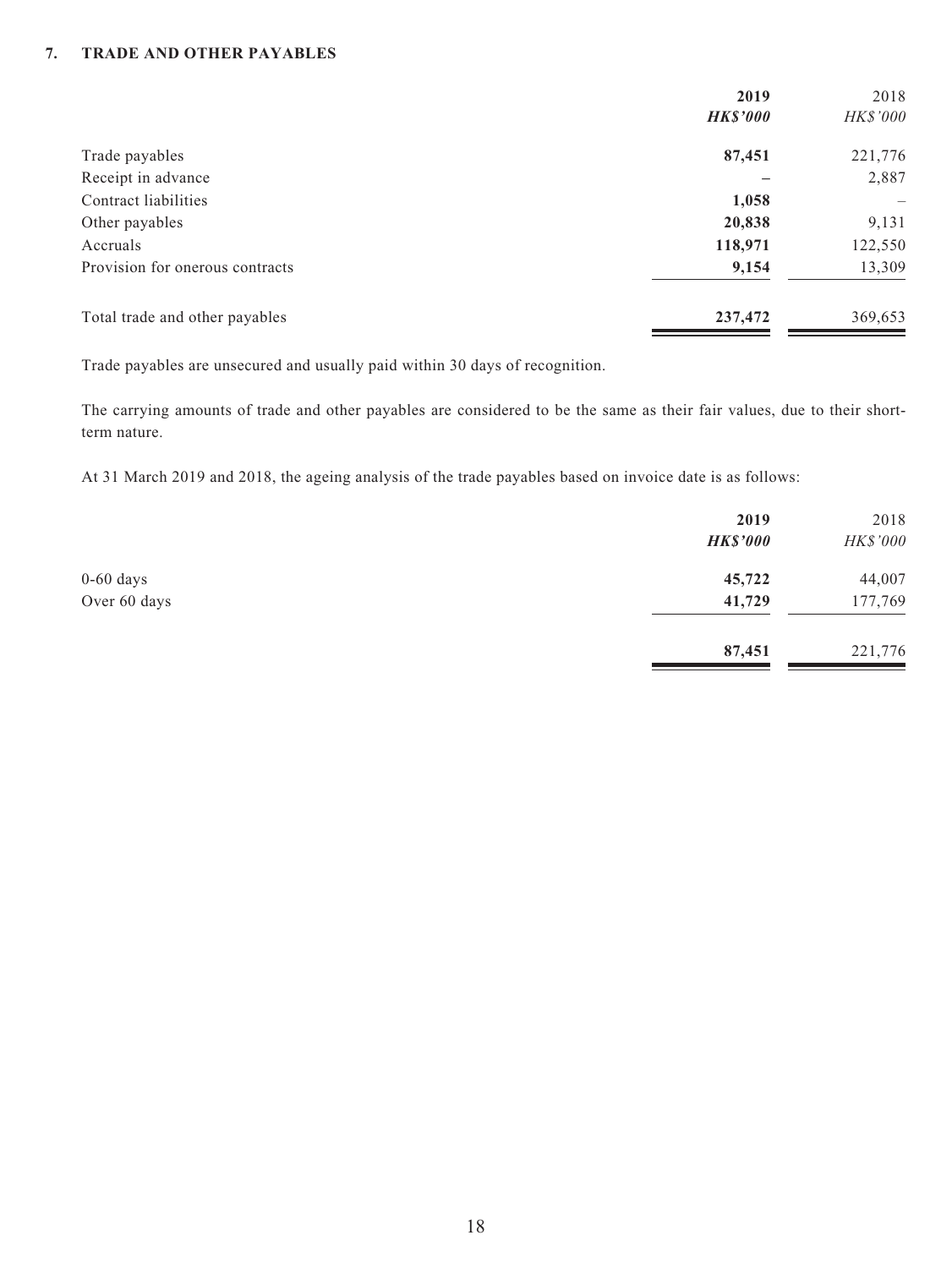## 7. TRADE AND OTHER PAYABLES

| | 2019 | 2018 |
|---|---|---|
| | ***HK$'000*** | *HK$'000* |
| Trade payables | **87,451** | 221,776 |
| Receipt in advance | **–** | 2,887 |
| Contract liabilities | **1,058** | – |
| Other payables | **20,838** | 9,131 |
| Accruals | **118,971** | 122,550 |
| Provision for onerous contracts | **9,154** | 13,309 |
| Total trade and other payables | **237,472** | 369,653 |

Trade payables are unsecured and usually paid within 30 days of recognition.

The carrying amounts of trade and other payables are considered to be the same as their fair values, due to their short-term nature.

At 31 March 2019 and 2018, the ageing analysis of the trade payables based on invoice date is as follows:

| | 2019 | 2018 |
|---|---|---|
| | ***HK$'000*** | *HK$'000* |
| 0-60 days | **45,722** | 44,007 |
| Over 60 days | **41,729** | 177,769 |
| | **87,451** | 221,776 |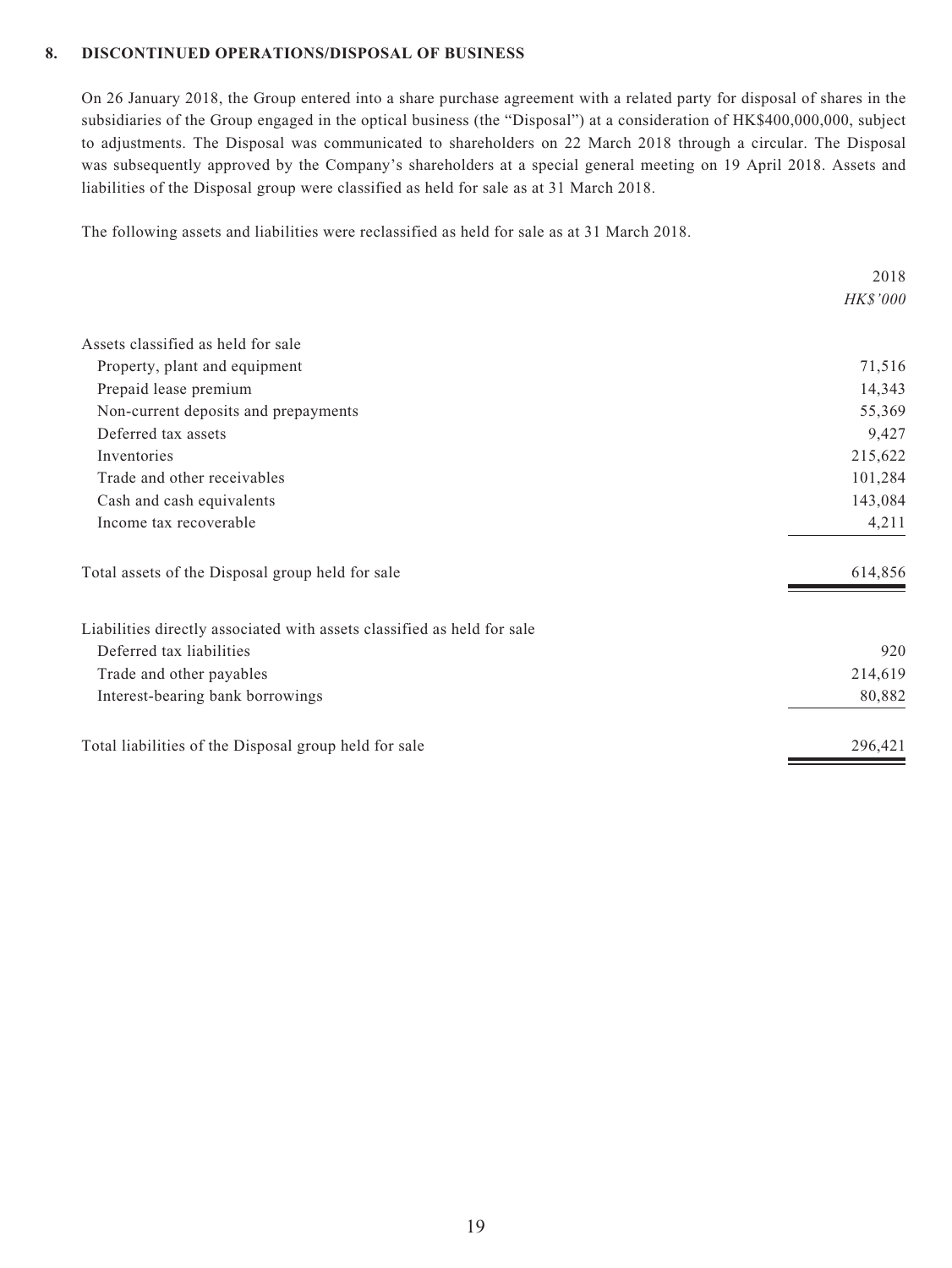## 8. DISCONTINUED OPERATIONS/DISPOSAL OF BUSINESS

On 26 January 2018, the Group entered into a share purchase agreement with a related party for disposal of shares in the subsidiaries of the Group engaged in the optical business (the "Disposal") at a consideration of HK$400,000,000, subject to adjustments. The Disposal was communicated to shareholders on 22 March 2018 through a circular. The Disposal was subsequently approved by the Company's shareholders at a special general meeting on 19 April 2018. Assets and liabilities of the Disposal group were classified as held for sale as at 31 March 2018.

The following assets and liabilities were reclassified as held for sale as at 31 March 2018.

| | 2018 |
|---|---|
| | *HK$'000* |
| Assets classified as held for sale | |
| Property, plant and equipment | 71,516 |
| Prepaid lease premium | 14,343 |
| Non-current deposits and prepayments | 55,369 |
| Deferred tax assets | 9,427 |
| Inventories | 215,622 |
| Trade and other receivables | 101,284 |
| Cash and cash equivalents | 143,084 |
| Income tax recoverable | 4,211 |
| Total assets of the Disposal group held for sale | 614,856 |
| Liabilities directly associated with assets classified as held for sale | |
| Deferred tax liabilities | 920 |
| Trade and other payables | 214,619 |
| Interest-bearing bank borrowings | 80,882 |
| Total liabilities of the Disposal group held for sale | 296,421 |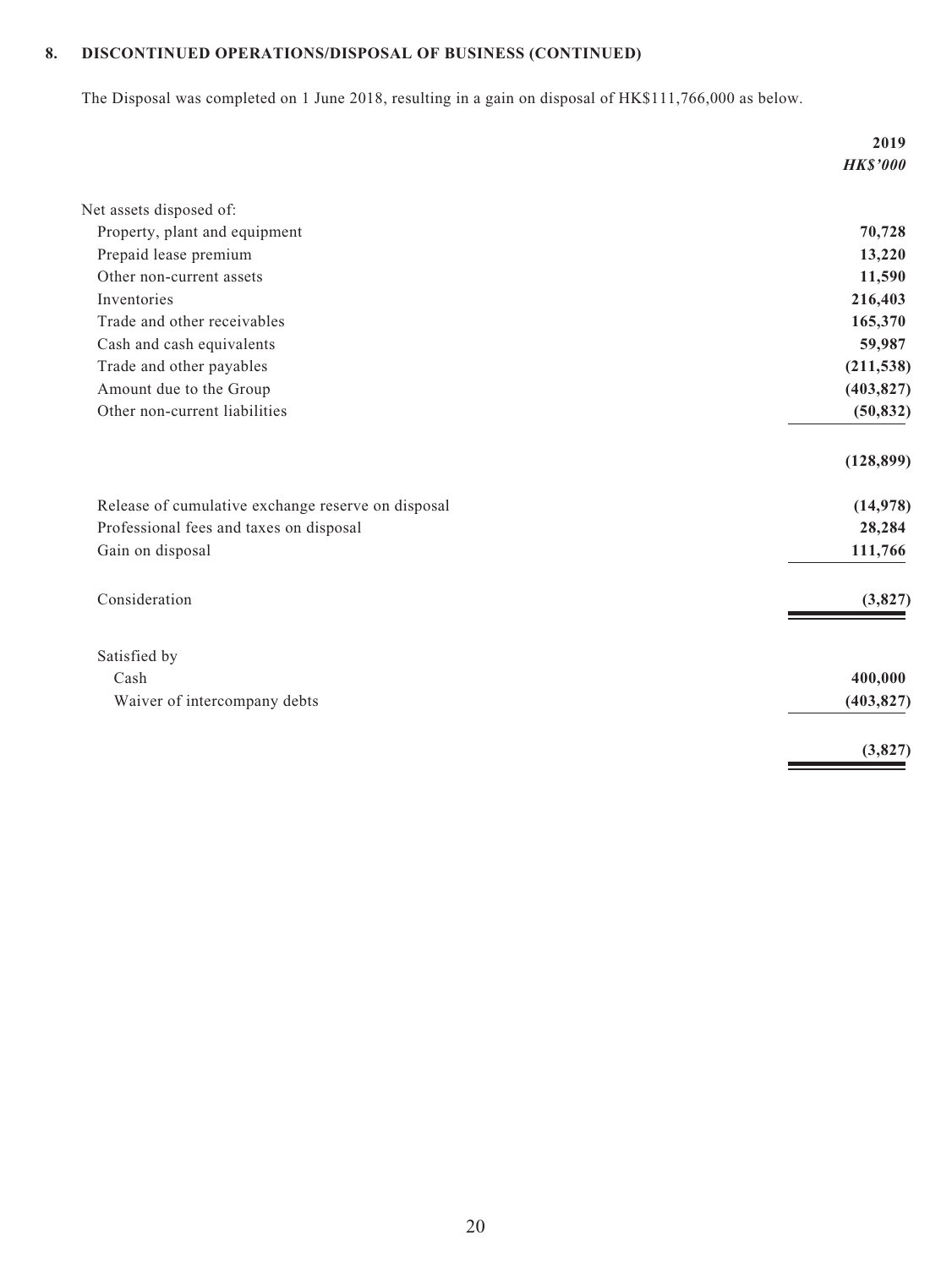**8. DISCONTINUED OPERATIONS/DISPOSAL OF BUSINESS (CONTINUED)**

The Disposal was completed on 1 June 2018, resulting in a gain on disposal of HK$111,766,000 as below.

| | **2019** |
|---|---|
| | ***HK$'000*** |
| Net assets disposed of: | |
| Property, plant and equipment | **70,728** |
| Prepaid lease premium | **13,220** |
| Other non-current assets | **11,590** |
| Inventories | **216,403** |
| Trade and other receivables | **165,370** |
| Cash and cash equivalents | **59,987** |
| Trade and other payables | **(211,538)** |
| Amount due to the Group | **(403,827)** |
| Other non-current liabilities | **(50,832)** |
| | **(128,899)** |
| Release of cumulative exchange reserve on disposal | **(14,978)** |
| Professional fees and taxes on disposal | **28,284** |
| Gain on disposal | **111,766** |
| Consideration | **(3,827)** |
| Satisfied by | |
| Cash | **400,000** |
| Waiver of intercompany debts | **(403,827)** |
| | **(3,827)** |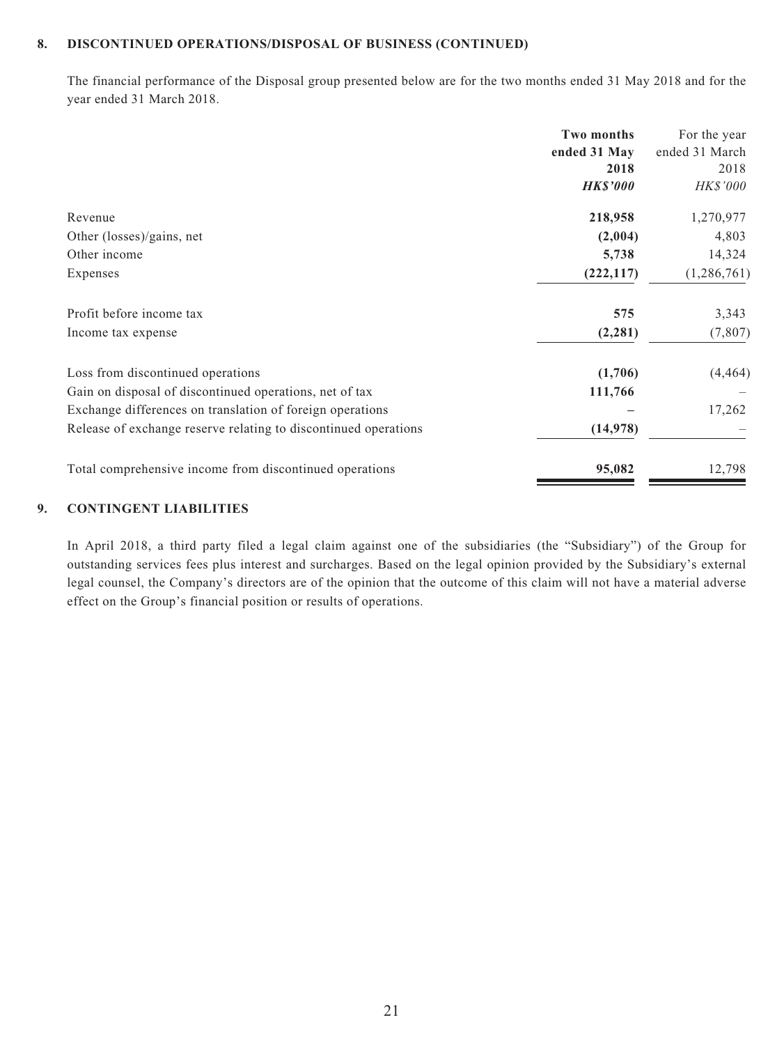## 8. DISCONTINUED OPERATIONS/DISPOSAL OF BUSINESS (CONTINUED)

The financial performance of the Disposal group presented below are for the two months ended 31 May 2018 and for the year ended 31 March 2018.

| | **Two months ended 31 May 2018** | For the year ended 31 March 2018 |
|---|---|---|
| | ***HK$'000*** | *HK$'000* |
| Revenue | **218,958** | 1,270,977 |
| Other (losses)/gains, net | **(2,004)** | 4,803 |
| Other income | **5,738** | 14,324 |
| Expenses | **(222,117)** | (1,286,761) |
| Profit before income tax | **575** | 3,343 |
| Income tax expense | **(2,281)** | (7,807) |
| Loss from discontinued operations | **(1,706)** | (4,464) |
| Gain on disposal of discontinued operations, net of tax | **111,766** | – |
| Exchange differences on translation of foreign operations | **–** | 17,262 |
| Release of exchange reserve relating to discontinued operations | **(14,978)** | – |
| Total comprehensive income from discontinued operations | **95,082** | 12,798 |

## 9. CONTINGENT LIABILITIES

In April 2018, a third party filed a legal claim against one of the subsidiaries (the "Subsidiary") of the Group for outstanding services fees plus interest and surcharges. Based on the legal opinion provided by the Subsidiary's external legal counsel, the Company's directors are of the opinion that the outcome of this claim will not have a material adverse effect on the Group's financial position or results of operations.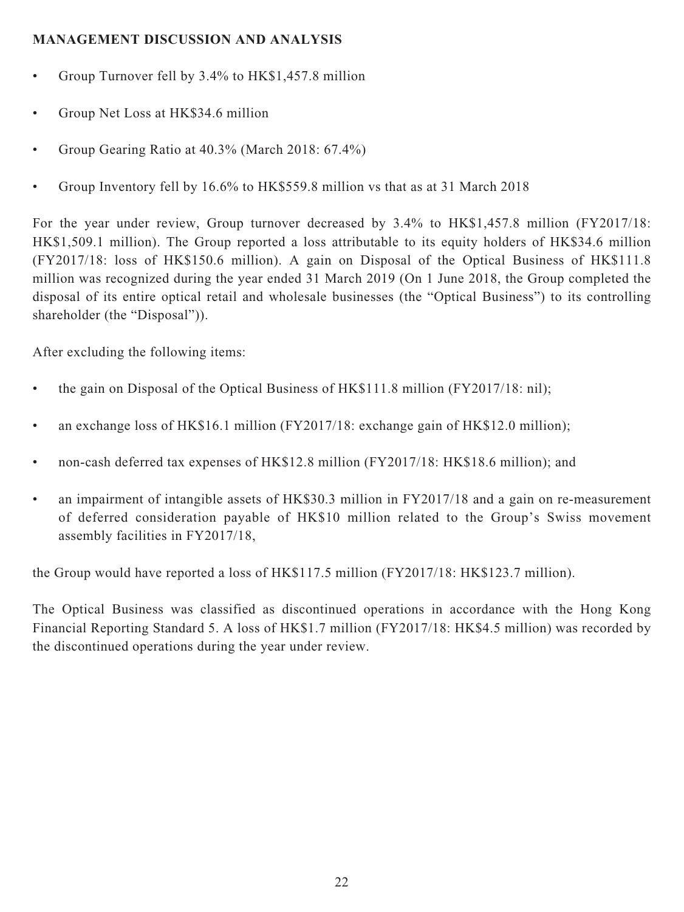**MANAGEMENT DISCUSSION AND ANALYSIS**

- Group Turnover fell by 3.4% to HK$1,457.8 million
- Group Net Loss at HK$34.6 million
- Group Gearing Ratio at 40.3% (March 2018: 67.4%)
- Group Inventory fell by 16.6% to HK$559.8 million vs that as at 31 March 2018

For the year under review, Group turnover decreased by 3.4% to HK$1,457.8 million (FY2017/18: HK$1,509.1 million). The Group reported a loss attributable to its equity holders of HK$34.6 million (FY2017/18: loss of HK$150.6 million). A gain on Disposal of the Optical Business of HK$111.8 million was recognized during the year ended 31 March 2019 (On 1 June 2018, the Group completed the disposal of its entire optical retail and wholesale businesses (the "Optical Business") to its controlling shareholder (the "Disposal")).

After excluding the following items:

- the gain on Disposal of the Optical Business of HK$111.8 million (FY2017/18: nil);
- an exchange loss of HK$16.1 million (FY2017/18: exchange gain of HK$12.0 million);
- non-cash deferred tax expenses of HK$12.8 million (FY2017/18: HK$18.6 million); and
- an impairment of intangible assets of HK$30.3 million in FY2017/18 and a gain on re-measurement of deferred consideration payable of HK$10 million related to the Group's Swiss movement assembly facilities in FY2017/18,

the Group would have reported a loss of HK$117.5 million (FY2017/18: HK$123.7 million).

The Optical Business was classified as discontinued operations in accordance with the Hong Kong Financial Reporting Standard 5. A loss of HK$1.7 million (FY2017/18: HK$4.5 million) was recorded by the discontinued operations during the year under review.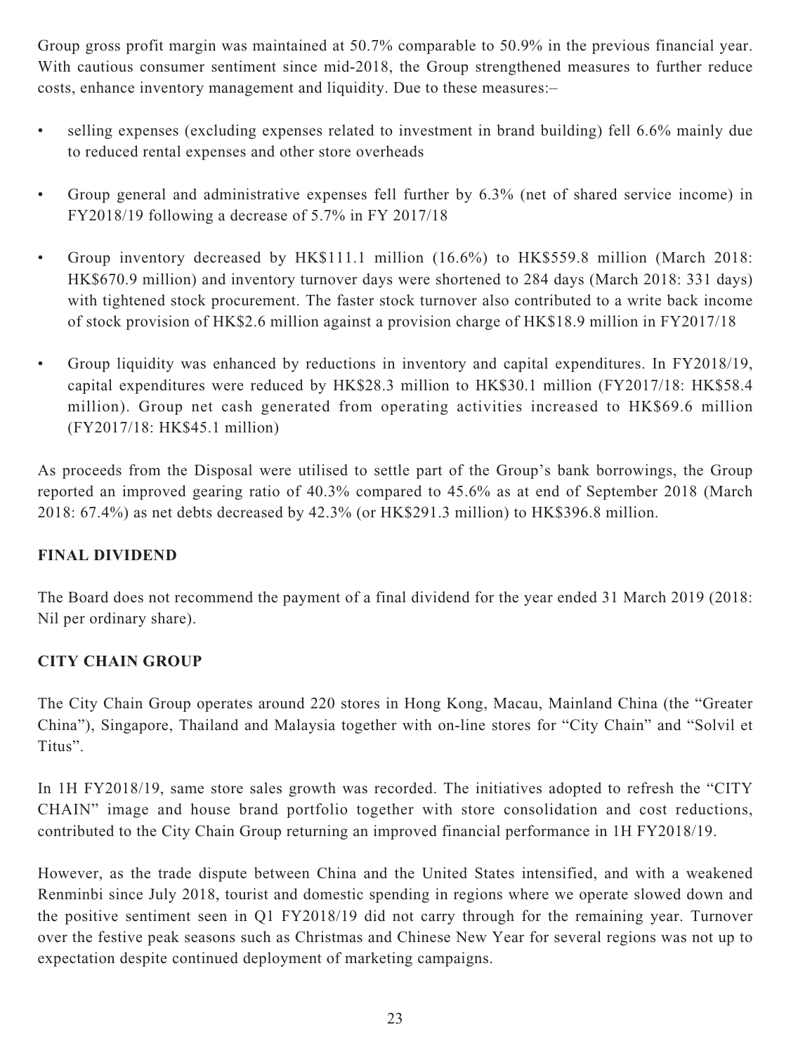Group gross profit margin was maintained at 50.7% comparable to 50.9% in the previous financial year. With cautious consumer sentiment since mid-2018, the Group strengthened measures to further reduce costs, enhance inventory management and liquidity. Due to these measures:–

- selling expenses (excluding expenses related to investment in brand building) fell 6.6% mainly due to reduced rental expenses and other store overheads
- Group general and administrative expenses fell further by 6.3% (net of shared service income) in FY2018/19 following a decrease of 5.7% in FY 2017/18
- Group inventory decreased by HK$111.1 million (16.6%) to HK$559.8 million (March 2018: HK$670.9 million) and inventory turnover days were shortened to 284 days (March 2018: 331 days) with tightened stock procurement. The faster stock turnover also contributed to a write back income of stock provision of HK$2.6 million against a provision charge of HK$18.9 million in FY2017/18
- Group liquidity was enhanced by reductions in inventory and capital expenditures. In FY2018/19, capital expenditures were reduced by HK$28.3 million to HK$30.1 million (FY2017/18: HK$58.4 million). Group net cash generated from operating activities increased to HK$69.6 million (FY2017/18: HK$45.1 million)

As proceeds from the Disposal were utilised to settle part of the Group's bank borrowings, the Group reported an improved gearing ratio of 40.3% compared to 45.6% as at end of September 2018 (March 2018: 67.4%) as net debts decreased by 42.3% (or HK$291.3 million) to HK$396.8 million.

## FINAL DIVIDEND

The Board does not recommend the payment of a final dividend for the year ended 31 March 2019 (2018: Nil per ordinary share).

## CITY CHAIN GROUP

The City Chain Group operates around 220 stores in Hong Kong, Macau, Mainland China (the "Greater China"), Singapore, Thailand and Malaysia together with on-line stores for "City Chain" and "Solvil et Titus".

In 1H FY2018/19, same store sales growth was recorded. The initiatives adopted to refresh the "CITY CHAIN" image and house brand portfolio together with store consolidation and cost reductions, contributed to the City Chain Group returning an improved financial performance in 1H FY2018/19.

However, as the trade dispute between China and the United States intensified, and with a weakened Renminbi since July 2018, tourist and domestic spending in regions where we operate slowed down and the positive sentiment seen in Q1 FY2018/19 did not carry through for the remaining year. Turnover over the festive peak seasons such as Christmas and Chinese New Year for several regions was not up to expectation despite continued deployment of marketing campaigns.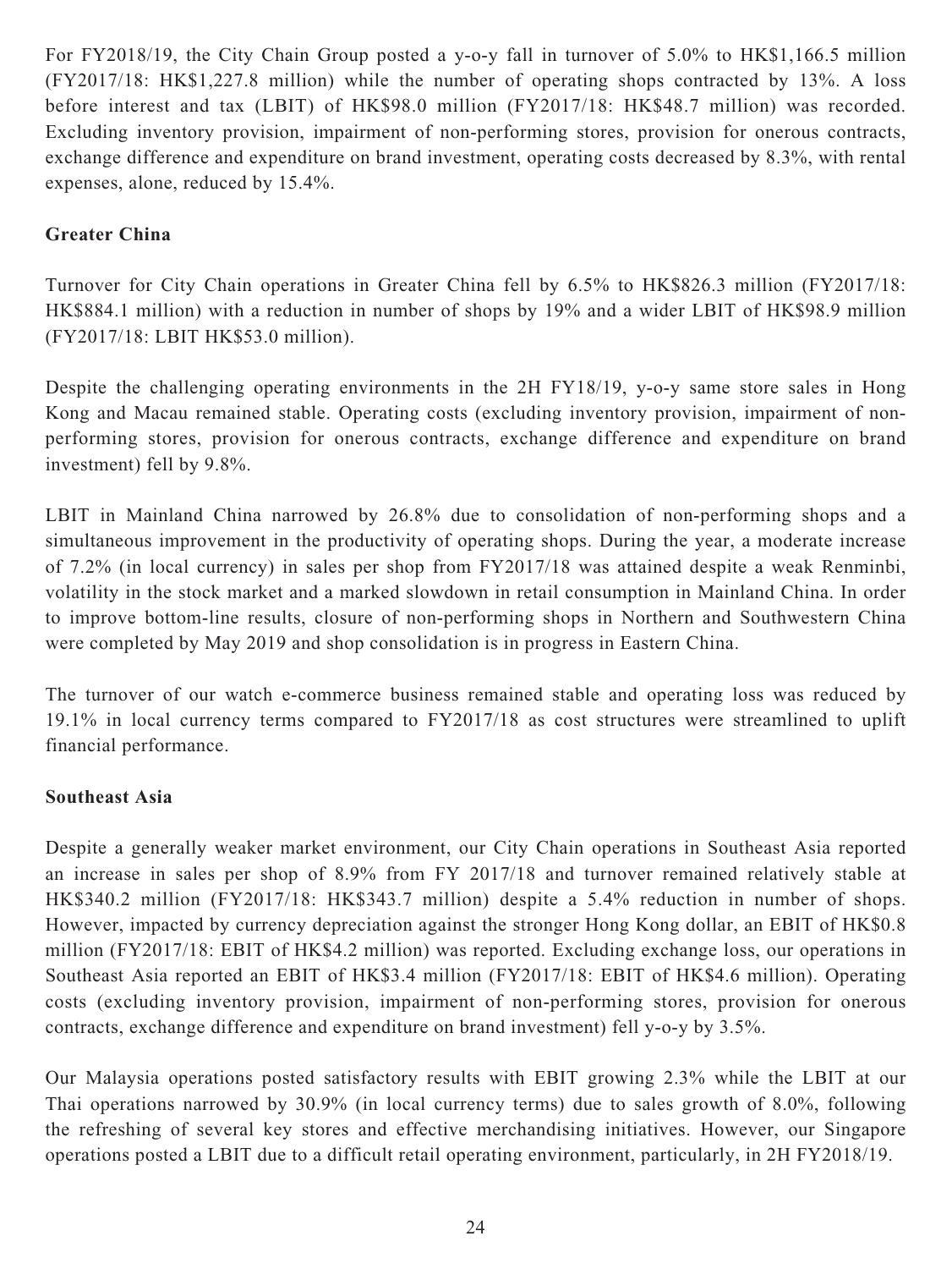For FY2018/19, the City Chain Group posted a y-o-y fall in turnover of 5.0% to HK$1,166.5 million (FY2017/18: HK$1,227.8 million) while the number of operating shops contracted by 13%. A loss before interest and tax (LBIT) of HK$98.0 million (FY2017/18: HK$48.7 million) was recorded. Excluding inventory provision, impairment of non-performing stores, provision for onerous contracts, exchange difference and expenditure on brand investment, operating costs decreased by 8.3%, with rental expenses, alone, reduced by 15.4%.

**Greater China**

Turnover for City Chain operations in Greater China fell by 6.5% to HK$826.3 million (FY2017/18: HK$884.1 million) with a reduction in number of shops by 19% and a wider LBIT of HK$98.9 million (FY2017/18: LBIT HK$53.0 million).

Despite the challenging operating environments in the 2H FY18/19, y-o-y same store sales in Hong Kong and Macau remained stable. Operating costs (excluding inventory provision, impairment of non-performing stores, provision for onerous contracts, exchange difference and expenditure on brand investment) fell by 9.8%.

LBIT in Mainland China narrowed by 26.8% due to consolidation of non-performing shops and a simultaneous improvement in the productivity of operating shops. During the year, a moderate increase of 7.2% (in local currency) in sales per shop from FY2017/18 was attained despite a weak Renminbi, volatility in the stock market and a marked slowdown in retail consumption in Mainland China. In order to improve bottom-line results, closure of non-performing shops in Northern and Southwestern China were completed by May 2019 and shop consolidation is in progress in Eastern China.

The turnover of our watch e-commerce business remained stable and operating loss was reduced by 19.1% in local currency terms compared to FY2017/18 as cost structures were streamlined to uplift financial performance.

**Southeast Asia**

Despite a generally weaker market environment, our City Chain operations in Southeast Asia reported an increase in sales per shop of 8.9% from FY 2017/18 and turnover remained relatively stable at HK$340.2 million (FY2017/18: HK$343.7 million) despite a 5.4% reduction in number of shops. However, impacted by currency depreciation against the stronger Hong Kong dollar, an EBIT of HK$0.8 million (FY2017/18: EBIT of HK$4.2 million) was reported. Excluding exchange loss, our operations in Southeast Asia reported an EBIT of HK$3.4 million (FY2017/18: EBIT of HK$4.6 million). Operating costs (excluding inventory provision, impairment of non-performing stores, provision for onerous contracts, exchange difference and expenditure on brand investment) fell y-o-y by 3.5%.

Our Malaysia operations posted satisfactory results with EBIT growing 2.3% while the LBIT at our Thai operations narrowed by 30.9% (in local currency terms) due to sales growth of 8.0%, following the refreshing of several key stores and effective merchandising initiatives. However, our Singapore operations posted a LBIT due to a difficult retail operating environment, particularly, in 2H FY2018/19.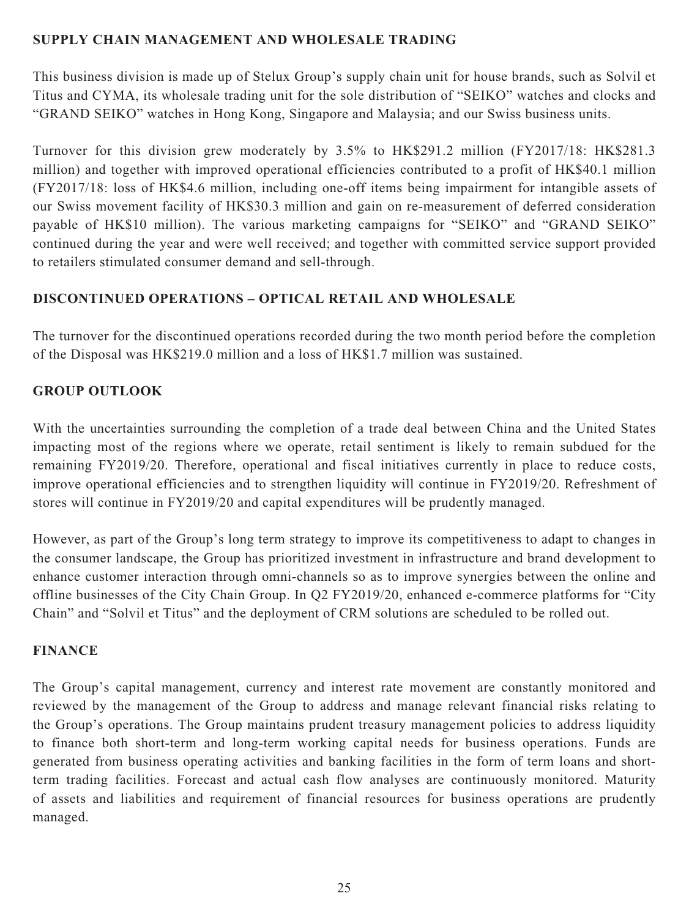## SUPPLY CHAIN MANAGEMENT AND WHOLESALE TRADING

This business division is made up of Stelux Group's supply chain unit for house brands, such as Solvil et Titus and CYMA, its wholesale trading unit for the sole distribution of "SEIKO" watches and clocks and "GRAND SEIKO" watches in Hong Kong, Singapore and Malaysia; and our Swiss business units.

Turnover for this division grew moderately by 3.5% to HK$291.2 million (FY2017/18: HK$281.3 million) and together with improved operational efficiencies contributed to a profit of HK$40.1 million (FY2017/18: loss of HK$4.6 million, including one-off items being impairment for intangible assets of our Swiss movement facility of HK$30.3 million and gain on re-measurement of deferred consideration payable of HK$10 million). The various marketing campaigns for "SEIKO" and "GRAND SEIKO" continued during the year and were well received; and together with committed service support provided to retailers stimulated consumer demand and sell-through.

## DISCONTINUED OPERATIONS – OPTICAL RETAIL AND WHOLESALE

The turnover for the discontinued operations recorded during the two month period before the completion of the Disposal was HK$219.0 million and a loss of HK$1.7 million was sustained.

## GROUP OUTLOOK

With the uncertainties surrounding the completion of a trade deal between China and the United States impacting most of the regions where we operate, retail sentiment is likely to remain subdued for the remaining FY2019/20. Therefore, operational and fiscal initiatives currently in place to reduce costs, improve operational efficiencies and to strengthen liquidity will continue in FY2019/20. Refreshment of stores will continue in FY2019/20 and capital expenditures will be prudently managed.

However, as part of the Group's long term strategy to improve its competitiveness to adapt to changes in the consumer landscape, the Group has prioritized investment in infrastructure and brand development to enhance customer interaction through omni-channels so as to improve synergies between the online and offline businesses of the City Chain Group. In Q2 FY2019/20, enhanced e-commerce platforms for "City Chain" and "Solvil et Titus" and the deployment of CRM solutions are scheduled to be rolled out.

## FINANCE

The Group's capital management, currency and interest rate movement are constantly monitored and reviewed by the management of the Group to address and manage relevant financial risks relating to the Group's operations. The Group maintains prudent treasury management policies to address liquidity to finance both short-term and long-term working capital needs for business operations. Funds are generated from business operating activities and banking facilities in the form of term loans and short-term trading facilities. Forecast and actual cash flow analyses are continuously monitored. Maturity of assets and liabilities and requirement of financial resources for business operations are prudently managed.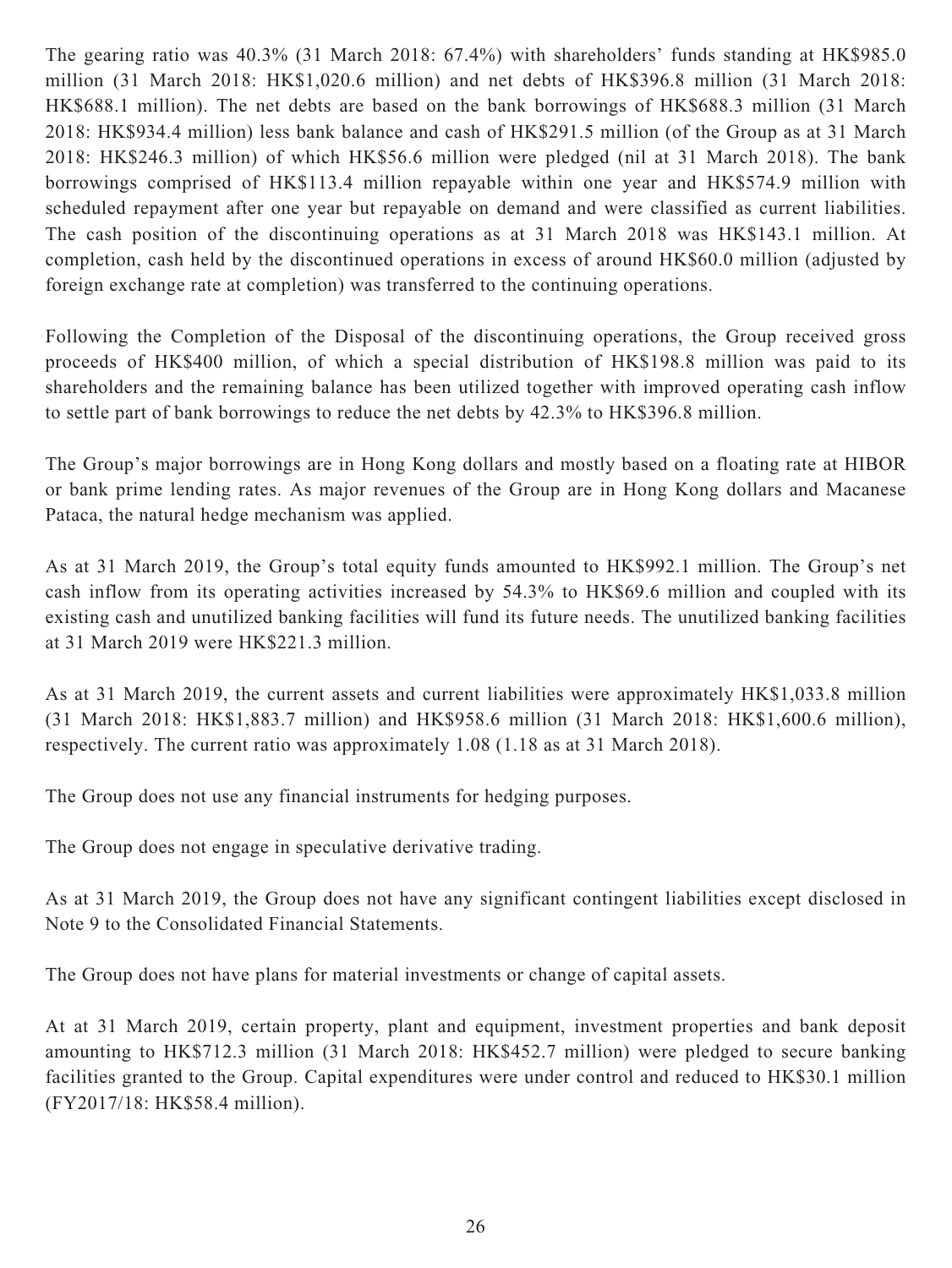The gearing ratio was 40.3% (31 March 2018: 67.4%) with shareholders' funds standing at HK$985.0 million (31 March 2018: HK$1,020.6 million) and net debts of HK$396.8 million (31 March 2018: HK$688.1 million). The net debts are based on the bank borrowings of HK$688.3 million (31 March 2018: HK$934.4 million) less bank balance and cash of HK$291.5 million (of the Group as at 31 March 2018: HK$246.3 million) of which HK$56.6 million were pledged (nil at 31 March 2018). The bank borrowings comprised of HK$113.4 million repayable within one year and HK$574.9 million with scheduled repayment after one year but repayable on demand and were classified as current liabilities. The cash position of the discontinuing operations as at 31 March 2018 was HK$143.1 million. At completion, cash held by the discontinued operations in excess of around HK$60.0 million (adjusted by foreign exchange rate at completion) was transferred to the continuing operations.

Following the Completion of the Disposal of the discontinuing operations, the Group received gross proceeds of HK$400 million, of which a special distribution of HK$198.8 million was paid to its shareholders and the remaining balance has been utilized together with improved operating cash inflow to settle part of bank borrowings to reduce the net debts by 42.3% to HK$396.8 million.

The Group's major borrowings are in Hong Kong dollars and mostly based on a floating rate at HIBOR or bank prime lending rates. As major revenues of the Group are in Hong Kong dollars and Macanese Pataca, the natural hedge mechanism was applied.

As at 31 March 2019, the Group's total equity funds amounted to HK$992.1 million. The Group's net cash inflow from its operating activities increased by 54.3% to HK$69.6 million and coupled with its existing cash and unutilized banking facilities will fund its future needs. The unutilized banking facilities at 31 March 2019 were HK$221.3 million.

As at 31 March 2019, the current assets and current liabilities were approximately HK$1,033.8 million (31 March 2018: HK$1,883.7 million) and HK$958.6 million (31 March 2018: HK$1,600.6 million), respectively. The current ratio was approximately 1.08 (1.18 as at 31 March 2018).

The Group does not use any financial instruments for hedging purposes.

The Group does not engage in speculative derivative trading.

As at 31 March 2019, the Group does not have any significant contingent liabilities except disclosed in Note 9 to the Consolidated Financial Statements.

The Group does not have plans for material investments or change of capital assets.

At at 31 March 2019, certain property, plant and equipment, investment properties and bank deposit amounting to HK$712.3 million (31 March 2018: HK$452.7 million) were pledged to secure banking facilities granted to the Group. Capital expenditures were under control and reduced to HK$30.1 million (FY2017/18: HK$58.4 million).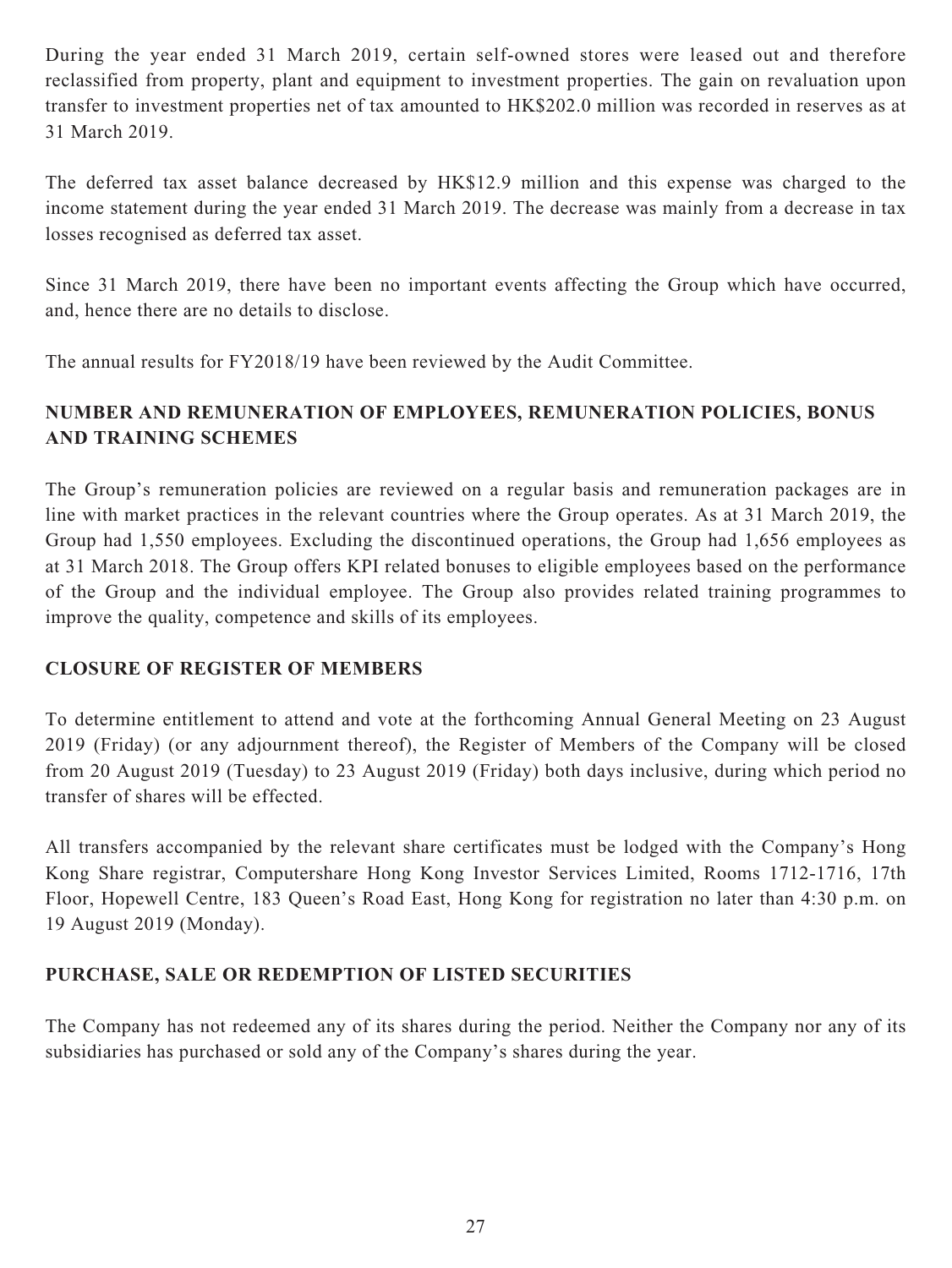During the year ended 31 March 2019, certain self-owned stores were leased out and therefore reclassified from property, plant and equipment to investment properties. The gain on revaluation upon transfer to investment properties net of tax amounted to HK$202.0 million was recorded in reserves as at 31 March 2019.

The deferred tax asset balance decreased by HK$12.9 million and this expense was charged to the income statement during the year ended 31 March 2019. The decrease was mainly from a decrease in tax losses recognised as deferred tax asset.

Since 31 March 2019, there have been no important events affecting the Group which have occurred, and, hence there are no details to disclose.

The annual results for FY2018/19 have been reviewed by the Audit Committee.

## NUMBER AND REMUNERATION OF EMPLOYEES, REMUNERATION POLICIES, BONUS AND TRAINING SCHEMES

The Group's remuneration policies are reviewed on a regular basis and remuneration packages are in line with market practices in the relevant countries where the Group operates. As at 31 March 2019, the Group had 1,550 employees. Excluding the discontinued operations, the Group had 1,656 employees as at 31 March 2018. The Group offers KPI related bonuses to eligible employees based on the performance of the Group and the individual employee. The Group also provides related training programmes to improve the quality, competence and skills of its employees.

## CLOSURE OF REGISTER OF MEMBERS

To determine entitlement to attend and vote at the forthcoming Annual General Meeting on 23 August 2019 (Friday) (or any adjournment thereof), the Register of Members of the Company will be closed from 20 August 2019 (Tuesday) to 23 August 2019 (Friday) both days inclusive, during which period no transfer of shares will be effected.

All transfers accompanied by the relevant share certificates must be lodged with the Company's Hong Kong Share registrar, Computershare Hong Kong Investor Services Limited, Rooms 1712-1716, 17th Floor, Hopewell Centre, 183 Queen's Road East, Hong Kong for registration no later than 4:30 p.m. on 19 August 2019 (Monday).

## PURCHASE, SALE OR REDEMPTION OF LISTED SECURITIES

The Company has not redeemed any of its shares during the period. Neither the Company nor any of its subsidiaries has purchased or sold any of the Company's shares during the year.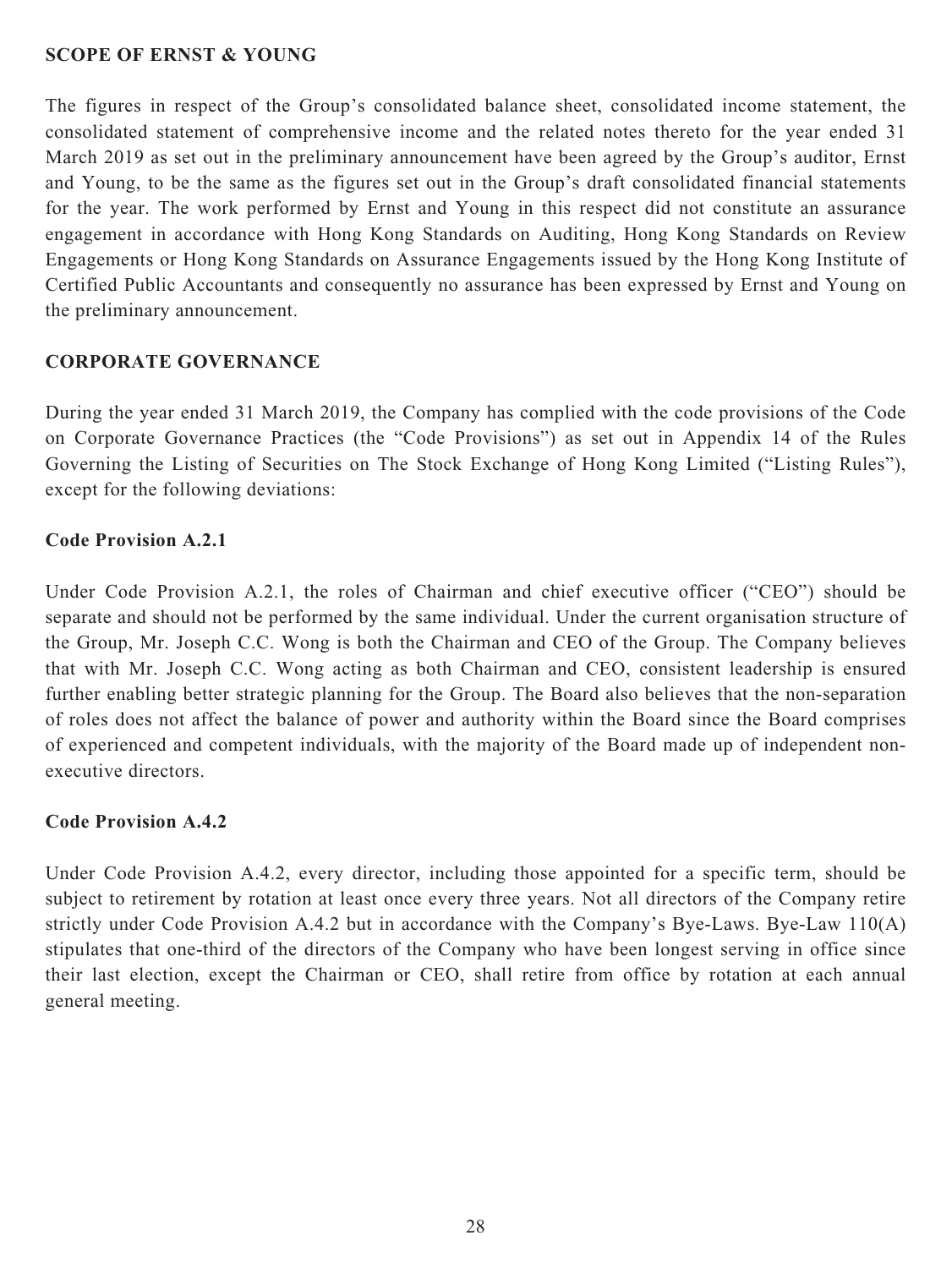**SCOPE OF ERNST & YOUNG**

The figures in respect of the Group's consolidated balance sheet, consolidated income statement, the consolidated statement of comprehensive income and the related notes thereto for the year ended 31 March 2019 as set out in the preliminary announcement have been agreed by the Group's auditor, Ernst and Young, to be the same as the figures set out in the Group's draft consolidated financial statements for the year. The work performed by Ernst and Young in this respect did not constitute an assurance engagement in accordance with Hong Kong Standards on Auditing, Hong Kong Standards on Review Engagements or Hong Kong Standards on Assurance Engagements issued by the Hong Kong Institute of Certified Public Accountants and consequently no assurance has been expressed by Ernst and Young on the preliminary announcement.

**CORPORATE GOVERNANCE**

During the year ended 31 March 2019, the Company has complied with the code provisions of the Code on Corporate Governance Practices (the "Code Provisions") as set out in Appendix 14 of the Rules Governing the Listing of Securities on The Stock Exchange of Hong Kong Limited ("Listing Rules"), except for the following deviations:

**Code Provision A.2.1**

Under Code Provision A.2.1, the roles of Chairman and chief executive officer ("CEO") should be separate and should not be performed by the same individual. Under the current organisation structure of the Group, Mr. Joseph C.C. Wong is both the Chairman and CEO of the Group. The Company believes that with Mr. Joseph C.C. Wong acting as both Chairman and CEO, consistent leadership is ensured further enabling better strategic planning for the Group. The Board also believes that the non-separation of roles does not affect the balance of power and authority within the Board since the Board comprises of experienced and competent individuals, with the majority of the Board made up of independent non-executive directors.

**Code Provision A.4.2**

Under Code Provision A.4.2, every director, including those appointed for a specific term, should be subject to retirement by rotation at least once every three years. Not all directors of the Company retire strictly under Code Provision A.4.2 but in accordance with the Company's Bye-Laws. Bye-Law 110(A) stipulates that one-third of the directors of the Company who have been longest serving in office since their last election, except the Chairman or CEO, shall retire from office by rotation at each annual general meeting.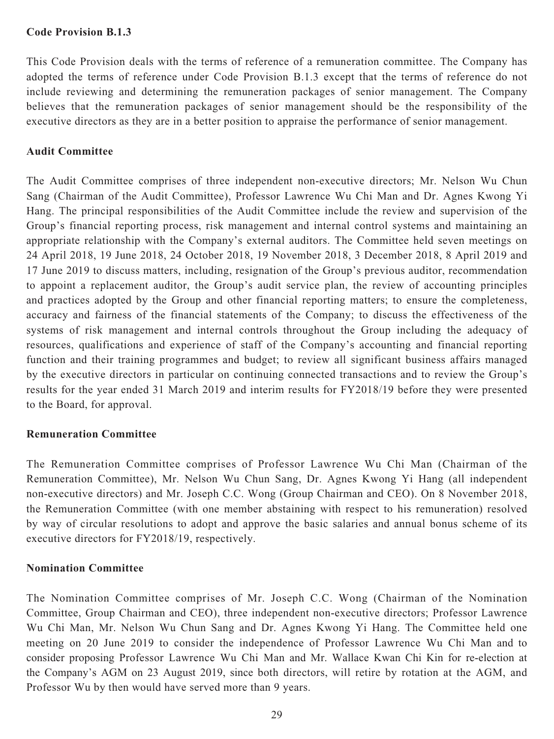**Code Provision B.1.3**

This Code Provision deals with the terms of reference of a remuneration committee. The Company has adopted the terms of reference under Code Provision B.1.3 except that the terms of reference do not include reviewing and determining the remuneration packages of senior management. The Company believes that the remuneration packages of senior management should be the responsibility of the executive directors as they are in a better position to appraise the performance of senior management.

**Audit Committee**

The Audit Committee comprises of three independent non-executive directors; Mr. Nelson Wu Chun Sang (Chairman of the Audit Committee), Professor Lawrence Wu Chi Man and Dr. Agnes Kwong Yi Hang. The principal responsibilities of the Audit Committee include the review and supervision of the Group's financial reporting process, risk management and internal control systems and maintaining an appropriate relationship with the Company's external auditors. The Committee held seven meetings on 24 April 2018, 19 June 2018, 24 October 2018, 19 November 2018, 3 December 2018, 8 April 2019 and 17 June 2019 to discuss matters, including, resignation of the Group's previous auditor, recommendation to appoint a replacement auditor, the Group's audit service plan, the review of accounting principles and practices adopted by the Group and other financial reporting matters; to ensure the completeness, accuracy and fairness of the financial statements of the Company; to discuss the effectiveness of the systems of risk management and internal controls throughout the Group including the adequacy of resources, qualifications and experience of staff of the Company's accounting and financial reporting function and their training programmes and budget; to review all significant business affairs managed by the executive directors in particular on continuing connected transactions and to review the Group's results for the year ended 31 March 2019 and interim results for FY2018/19 before they were presented to the Board, for approval.

**Remuneration Committee**

The Remuneration Committee comprises of Professor Lawrence Wu Chi Man (Chairman of the Remuneration Committee), Mr. Nelson Wu Chun Sang, Dr. Agnes Kwong Yi Hang (all independent non-executive directors) and Mr. Joseph C.C. Wong (Group Chairman and CEO). On 8 November 2018, the Remuneration Committee (with one member abstaining with respect to his remuneration) resolved by way of circular resolutions to adopt and approve the basic salaries and annual bonus scheme of its executive directors for FY2018/19, respectively.

**Nomination Committee**

The Nomination Committee comprises of Mr. Joseph C.C. Wong (Chairman of the Nomination Committee, Group Chairman and CEO), three independent non-executive directors; Professor Lawrence Wu Chi Man, Mr. Nelson Wu Chun Sang and Dr. Agnes Kwong Yi Hang. The Committee held one meeting on 20 June 2019 to consider the independence of Professor Lawrence Wu Chi Man and to consider proposing Professor Lawrence Wu Chi Man and Mr. Wallace Kwan Chi Kin for re-election at the Company's AGM on 23 August 2019, since both directors, will retire by rotation at the AGM, and Professor Wu by then would have served more than 9 years.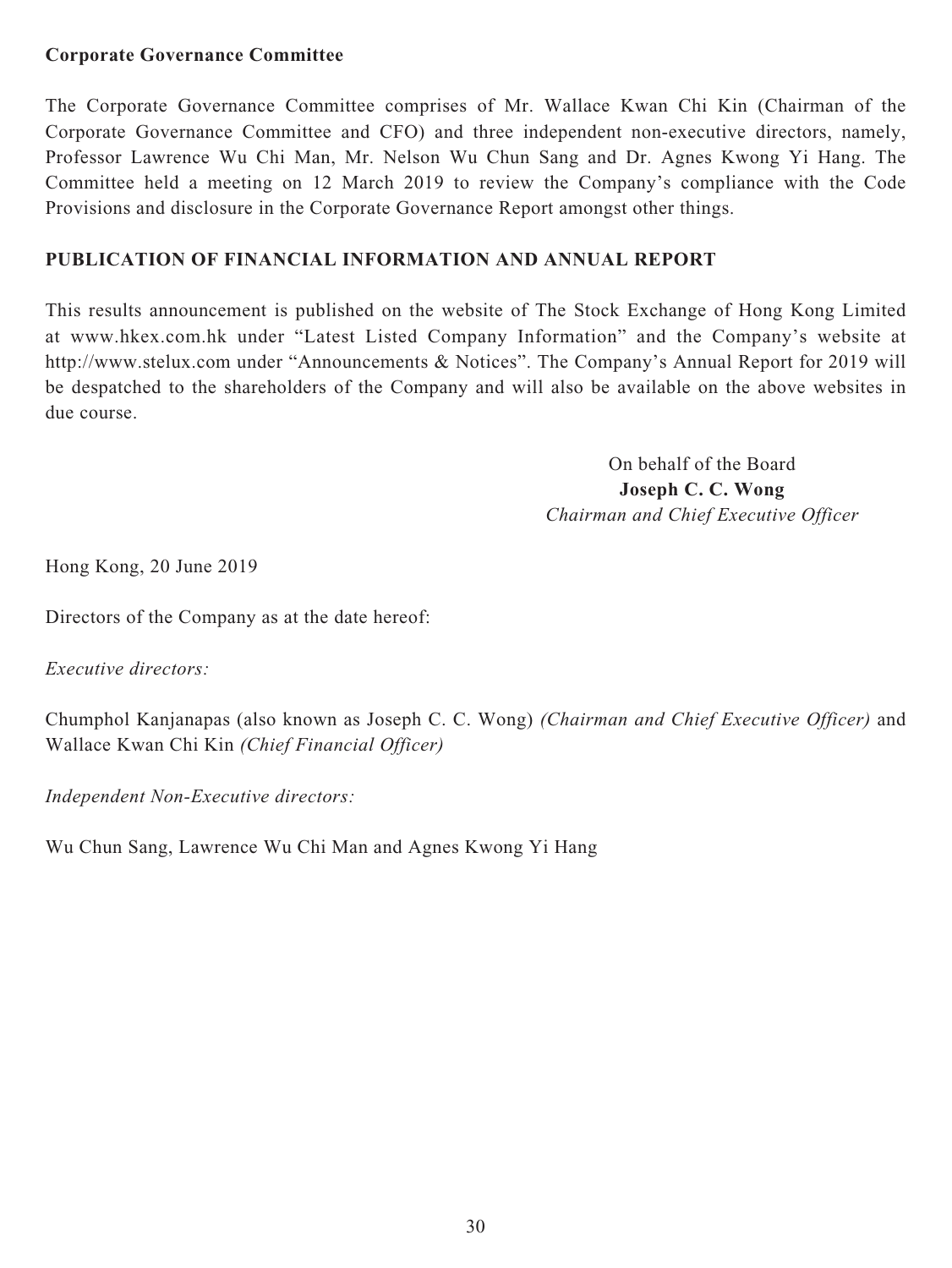**Corporate Governance Committee**

The Corporate Governance Committee comprises of Mr. Wallace Kwan Chi Kin (Chairman of the Corporate Governance Committee and CFO) and three independent non-executive directors, namely, Professor Lawrence Wu Chi Man, Mr. Nelson Wu Chun Sang and Dr. Agnes Kwong Yi Hang. The Committee held a meeting on 12 March 2019 to review the Company's compliance with the Code Provisions and disclosure in the Corporate Governance Report amongst other things.

## PUBLICATION OF FINANCIAL INFORMATION AND ANNUAL REPORT

This results announcement is published on the website of The Stock Exchange of Hong Kong Limited at www.hkex.com.hk under "Latest Listed Company Information" and the Company's website at http://www.stelux.com under "Announcements & Notices". The Company's Annual Report for 2019 will be despatched to the shareholders of the Company and will also be available on the above websites in due course.

On behalf of the Board
**Joseph C. C. Wong**
*Chairman and Chief Executive Officer*

Hong Kong, 20 June 2019

Directors of the Company as at the date hereof:

*Executive directors:*

Chumphol Kanjanapas (also known as Joseph C. C. Wong) *(Chairman and Chief Executive Officer)* and Wallace Kwan Chi Kin *(Chief Financial Officer)*

*Independent Non-Executive directors:*

Wu Chun Sang, Lawrence Wu Chi Man and Agnes Kwong Yi Hang